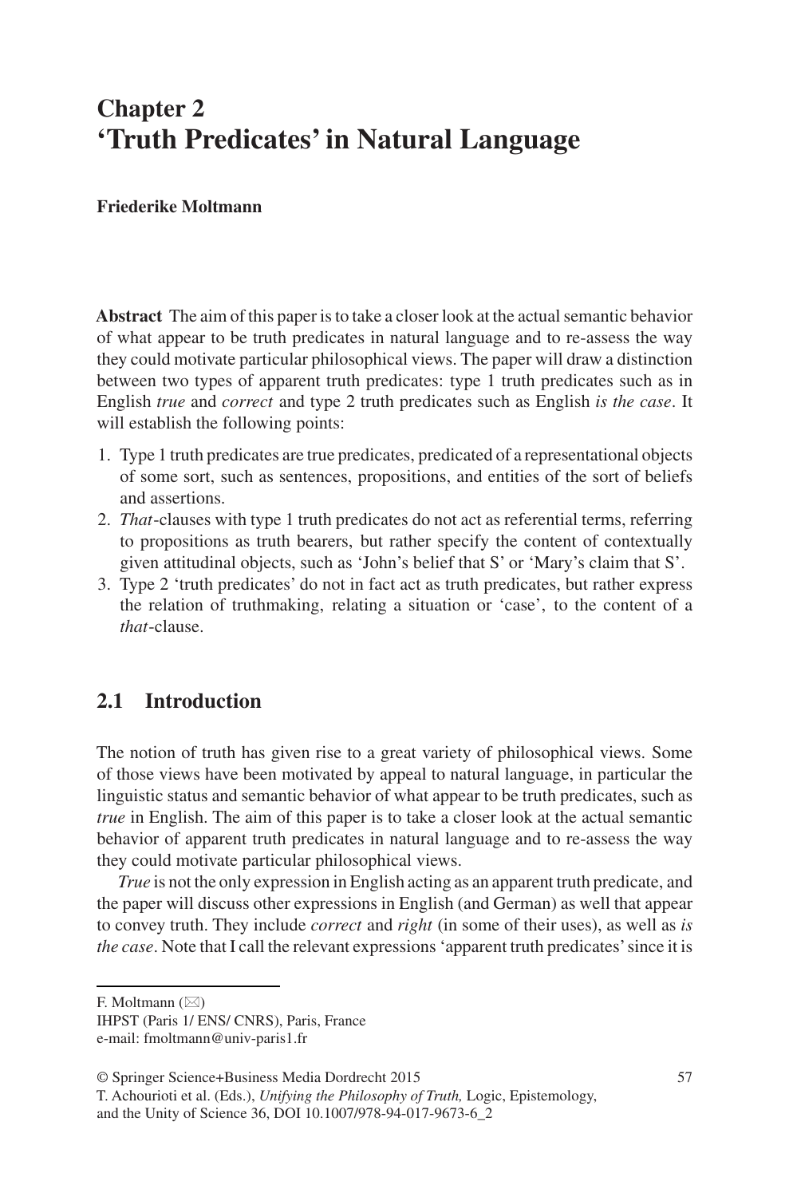# Chapter 2
# 'Truth Predicates' in Natural Language

**Friederike Moltmann**

**Abstract** The aim of this paper is to take a closer look at the actual semantic behavior of what appear to be truth predicates in natural language and to re-assess the way they could motivate particular philosophical views. The paper will draw a distinction between two types of apparent truth predicates: type 1 truth predicates such as in English *true* and *correct* and type 2 truth predicates such as English *is the case*. It will establish the following points:

1. Type 1 truth predicates are true predicates, predicated of a representational objects of some sort, such as sentences, propositions, and entities of the sort of beliefs and assertions.
2. *That*-clauses with type 1 truth predicates do not act as referential terms, referring to propositions as truth bearers, but rather specify the content of contextually given attitudinal objects, such as 'John's belief that S' or 'Mary's claim that S'.
3. Type 2 'truth predicates' do not in fact act as truth predicates, but rather express the relation of truthmaking, relating a situation or 'case', to the content of a *that*-clause.

## 2.1 Introduction

The notion of truth has given rise to a great variety of philosophical views. Some of those views have been motivated by appeal to natural language, in particular the linguistic status and semantic behavior of what appear to be truth predicates, such as *true* in English. The aim of this paper is to take a closer look at the actual semantic behavior of apparent truth predicates in natural language and to re-assess the way they could motivate particular philosophical views.

*True* is not the only expression in English acting as an apparent truth predicate, and the paper will discuss other expressions in English (and German) as well that appear to convey truth. They include *correct* and *right* (in some of their uses), as well as *is the case*. Note that I call the relevant expressions 'apparent truth predicates' since it is

---

F. Moltmann (✉)
IHPST (Paris 1/ ENS/ CNRS), Paris, France
e-mail: fmoltmann@univ-paris1.fr

© Springer Science+Business Media Dordrecht 2015
T. Achourioti et al. (Eds.), *Unifying the Philosophy of Truth,* Logic, Epistemology, and the Unity of Science 36, DOI 10.1007/978-94-017-9673-6_2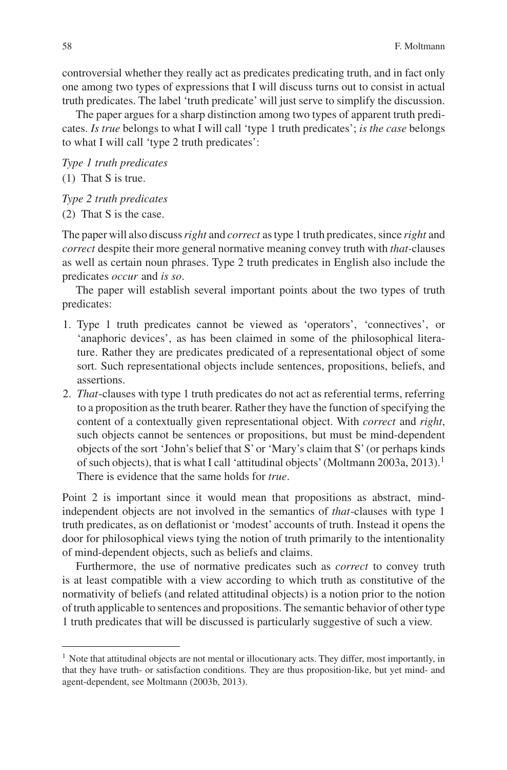controversial whether they really act as predicates predicating truth, and in fact only one among two types of expressions that I will discuss turns out to consist in actual truth predicates. The label 'truth predicate' will just serve to simplify the discussion.

The paper argues for a sharp distinction among two types of apparent truth predicates. *Is true* belongs to what I will call 'type 1 truth predicates'; *is the case* belongs to what I will call 'type 2 truth predicates':

*Type 1 truth predicates*

(1) That S is true.

*Type 2 truth predicates*

(2) That S is the case.

The paper will also discuss *right* and *correct* as type 1 truth predicates, since *right* and *correct* despite their more general normative meaning convey truth with *that*-clauses as well as certain noun phrases. Type 2 truth predicates in English also include the predicates *occur* and *is so*.

The paper will establish several important points about the two types of truth predicates:

1. Type 1 truth predicates cannot be viewed as 'operators', 'connectives', or 'anaphoric devices', as has been claimed in some of the philosophical literature. Rather they are predicates predicated of a representational object of some sort. Such representational objects include sentences, propositions, beliefs, and assertions.
2. *That*-clauses with type 1 truth predicates do not act as referential terms, referring to a proposition as the truth bearer. Rather they have the function of specifying the content of a contextually given representational object. With *correct* and *right*, such objects cannot be sentences or propositions, but must be mind-dependent objects of the sort 'John's belief that S' or 'Mary's claim that S' (or perhaps kinds of such objects), that is what I call 'attitudinal objects' (Moltmann 2003a, 2013).[1] There is evidence that the same holds for *true*.

Point 2 is important since it would mean that propositions as abstract, mind-independent objects are not involved in the semantics of *that*-clauses with type 1 truth predicates, as on deflationist or 'modest' accounts of truth. Instead it opens the door for philosophical views tying the notion of truth primarily to the intentionality of mind-dependent objects, such as beliefs and claims.

Furthermore, the use of normative predicates such as *correct* to convey truth is at least compatible with a view according to which truth as constitutive of the normativity of beliefs (and related attitudinal objects) is a notion prior to the notion of truth applicable to sentences and propositions. The semantic behavior of other type 1 truth predicates that will be discussed is particularly suggestive of such a view.

[1] Note that attitudinal objects are not mental or illocutionary acts. They differ, most importantly, in that they have truth- or satisfaction conditions. They are thus proposition-like, but yet mind- and agent-dependent, see Moltmann (2003b, 2013).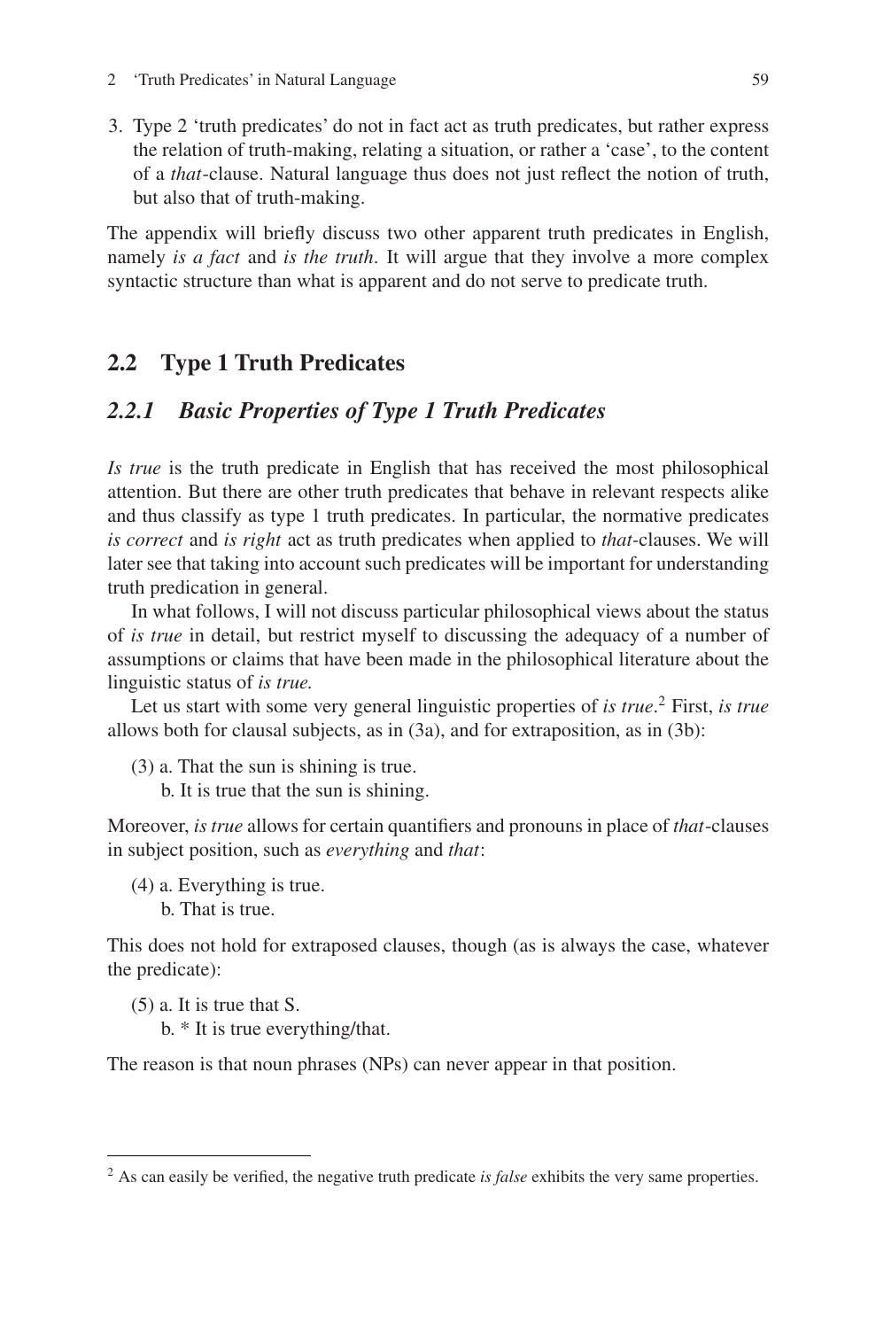3. Type 2 'truth predicates' do not in fact act as truth predicates, but rather express the relation of truth-making, relating a situation, or rather a 'case', to the content of a *that*-clause. Natural language thus does not just reflect the notion of truth, but also that of truth-making.

The appendix will briefly discuss two other apparent truth predicates in English, namely *is a fact* and *is the truth*. It will argue that they involve a more complex syntactic structure than what is apparent and do not serve to predicate truth.

## 2.2 Type 1 Truth Predicates

### *2.2.1 Basic Properties of Type 1 Truth Predicates*

*Is true* is the truth predicate in English that has received the most philosophical attention. But there are other truth predicates that behave in relevant respects alike and thus classify as type 1 truth predicates. In particular, the normative predicates *is correct* and *is right* act as truth predicates when applied to *that*-clauses. We will later see that taking into account such predicates will be important for understanding truth predication in general.

In what follows, I will not discuss particular philosophical views about the status of *is true* in detail, but restrict myself to discussing the adequacy of a number of assumptions or claims that have been made in the philosophical literature about the linguistic status of *is true.*

Let us start with some very general linguistic properties of *is true*.[2] First, *is true* allows both for clausal subjects, as in (3a), and for extraposition, as in (3b):

(3) a. That the sun is shining is true.
    b. It is true that the sun is shining.

Moreover, *is true* allows for certain quantifiers and pronouns in place of *that*-clauses in subject position, such as *everything* and *that*:

(4) a. Everything is true.
    b. That is true.

This does not hold for extraposed clauses, though (as is always the case, whatever the predicate):

(5) a. It is true that S.
    b. * It is true everything/that.

The reason is that noun phrases (NPs) can never appear in that position.

---

[2] As can easily be verified, the negative truth predicate *is false* exhibits the very same properties.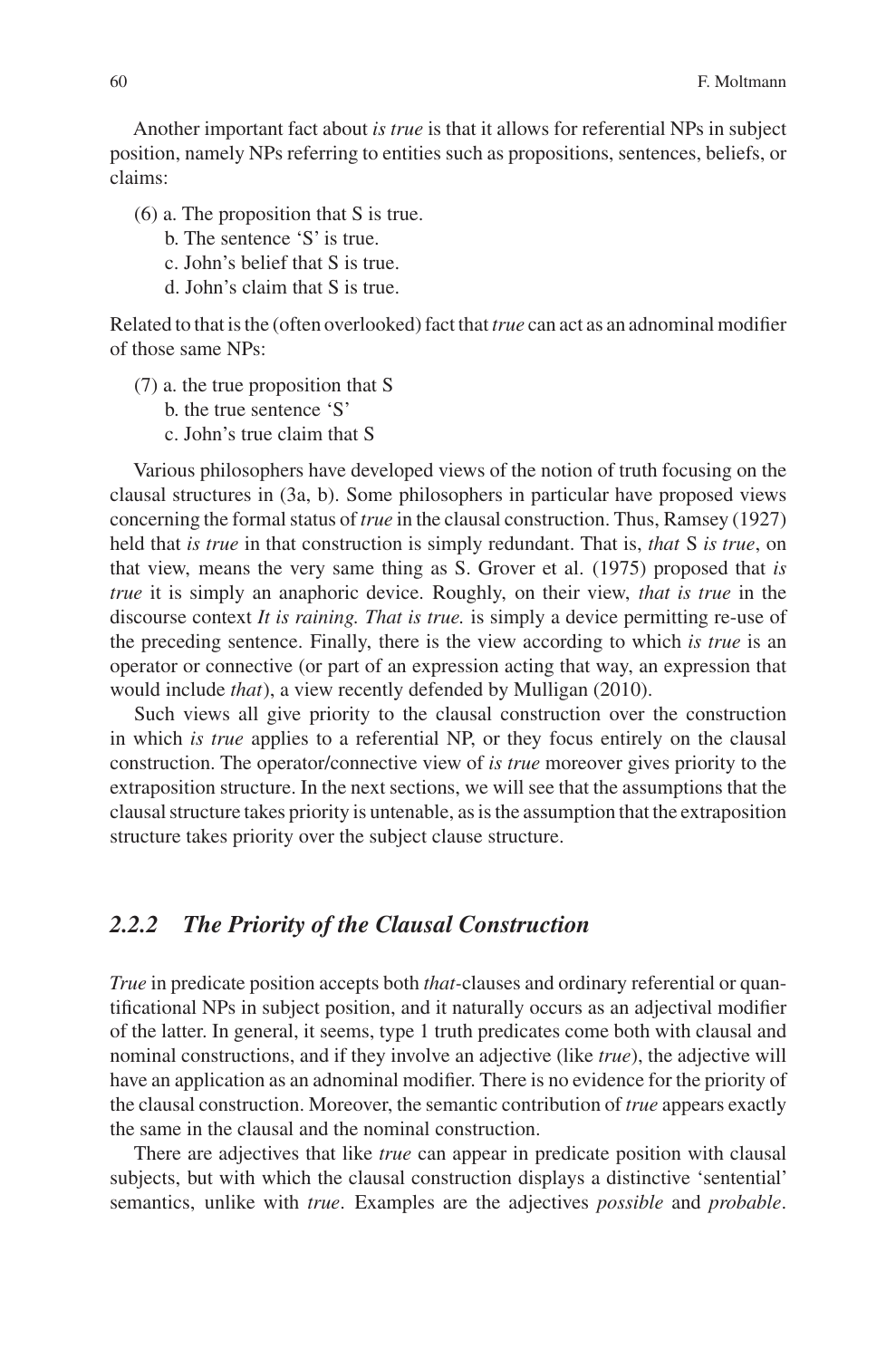Another important fact about *is true* is that it allows for referential NPs in subject position, namely NPs referring to entities such as propositions, sentences, beliefs, or claims:

(6) a. The proposition that S is true.
  b. The sentence 'S' is true.
  c. John's belief that S is true.
  d. John's claim that S is true.

Related to that is the (often overlooked) fact that *true* can act as an adnominal modifier of those same NPs:

(7) a. the true proposition that S
  b. the true sentence 'S'
  c. John's true claim that S

Various philosophers have developed views of the notion of truth focusing on the clausal structures in (3a, b). Some philosophers in particular have proposed views concerning the formal status of *true* in the clausal construction. Thus, Ramsey (1927) held that *is true* in that construction is simply redundant. That is, *that* S *is true*, on that view, means the very same thing as S. Grover et al. (1975) proposed that *is true* it is simply an anaphoric device. Roughly, on their view, *that is true* in the discourse context *It is raining. That is true.* is simply a device permitting re-use of the preceding sentence. Finally, there is the view according to which *is true* is an operator or connective (or part of an expression acting that way, an expression that would include *that*), a view recently defended by Mulligan (2010).

Such views all give priority to the clausal construction over the construction in which *is true* applies to a referential NP, or they focus entirely on the clausal construction. The operator/connective view of *is true* moreover gives priority to the extraposition structure. In the next sections, we will see that the assumptions that the clausal structure takes priority is untenable, as is the assumption that the extraposition structure takes priority over the subject clause structure.

### *2.2.2 The Priority of the Clausal Construction*

*True* in predicate position accepts both *that*-clauses and ordinary referential or quantificational NPs in subject position, and it naturally occurs as an adjectival modifier of the latter. In general, it seems, type 1 truth predicates come both with clausal and nominal constructions, and if they involve an adjective (like *true*), the adjective will have an application as an adnominal modifier. There is no evidence for the priority of the clausal construction. Moreover, the semantic contribution of *true* appears exactly the same in the clausal and the nominal construction.

There are adjectives that like *true* can appear in predicate position with clausal subjects, but with which the clausal construction displays a distinctive 'sentential' semantics, unlike with *true*. Examples are the adjectives *possible* and *probable*.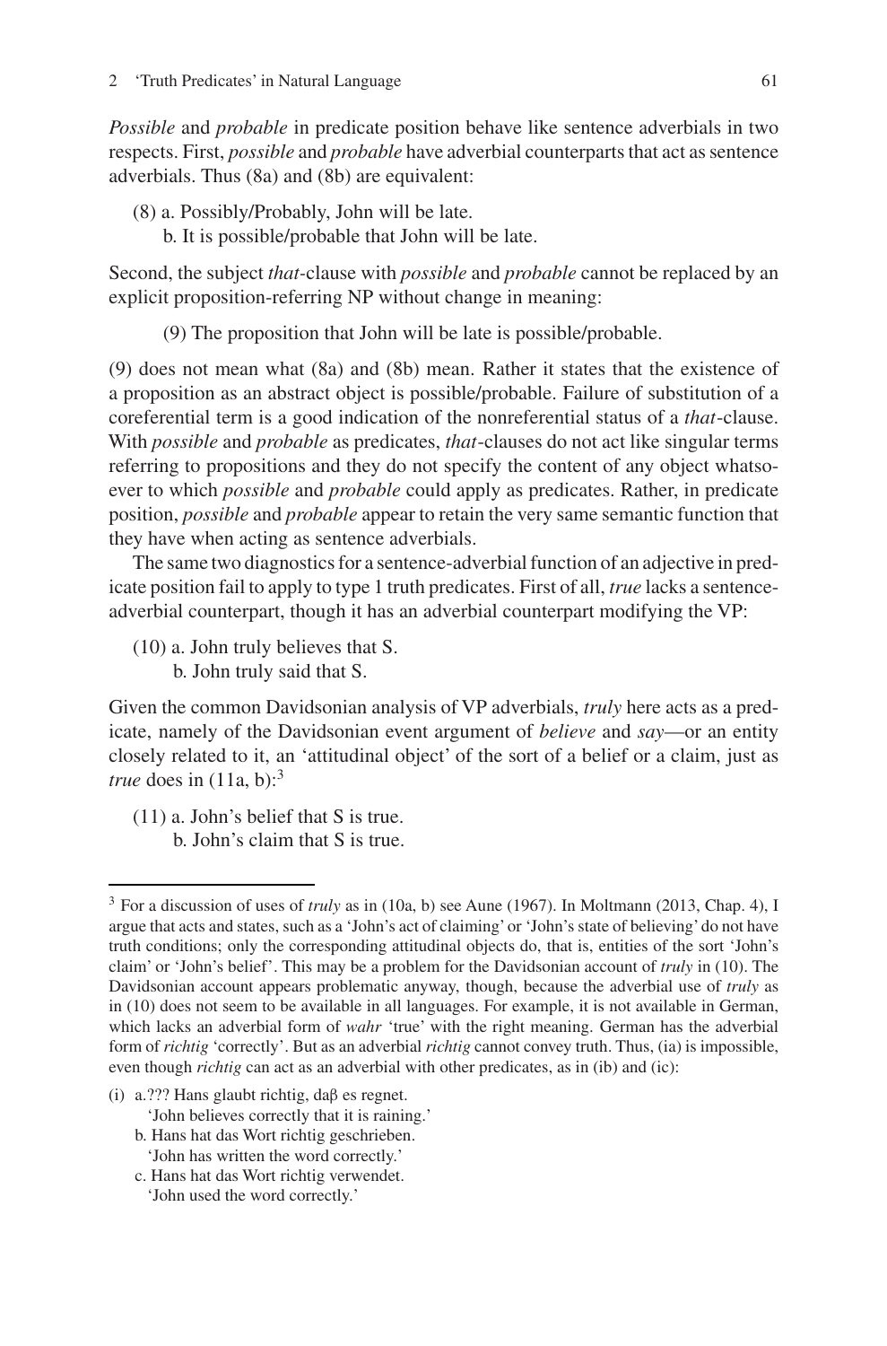*Possible* and *probable* in predicate position behave like sentence adverbials in two respects. First, *possible* and *probable* have adverbial counterparts that act as sentence adverbials. Thus (8a) and (8b) are equivalent:

(8) a. Possibly/Probably, John will be late.
  b. It is possible/probable that John will be late.

Second, the subject *that*-clause with *possible* and *probable* cannot be replaced by an explicit proposition-referring NP without change in meaning:

(9) The proposition that John will be late is possible/probable.

(9) does not mean what (8a) and (8b) mean. Rather it states that the existence of a proposition as an abstract object is possible/probable. Failure of substitution of a coreferential term is a good indication of the nonreferential status of a *that*-clause. With *possible* and *probable* as predicates, *that*-clauses do not act like singular terms referring to propositions and they do not specify the content of any object whatsoever to which *possible* and *probable* could apply as predicates. Rather, in predicate position, *possible* and *probable* appear to retain the very same semantic function that they have when acting as sentence adverbials.

The same two diagnostics for a sentence-adverbial function of an adjective in predicate position fail to apply to type 1 truth predicates. First of all, *true* lacks a sentence-adverbial counterpart, though it has an adverbial counterpart modifying the VP:

(10) a. John truly believes that S.
  b. John truly said that S.

Given the common Davidsonian analysis of VP adverbials, *truly* here acts as a predicate, namely of the Davidsonian event argument of *believe* and *say*—or an entity closely related to it, an 'attitudinal object' of the sort of a belief or a claim, just as *true* does in (11a, b):[3]

(11) a. John's belief that S is true.
  b. John's claim that S is true.

---

[3] For a discussion of uses of *truly* as in (10a, b) see Aune (1967). In Moltmann (2013, Chap. 4), I argue that acts and states, such as a 'John's act of claiming' or 'John's state of believing' do not have truth conditions; only the corresponding attitudinal objects do, that is, entities of the sort 'John's claim' or 'John's belief'. This may be a problem for the Davidsonian account of *truly* in (10). The Davidsonian account appears problematic anyway, though, because the adverbial use of *truly* as in (10) does not seem to be available in all languages. For example, it is not available in German, which lacks an adverbial form of *wahr* 'true' with the right meaning. German has the adverbial form of *richtig* 'correctly'. But as an adverbial *richtig* cannot convey truth. Thus, (ia) is impossible, even though *richtig* can act as an adverbial with other predicates, as in (ib) and (ic):

(i) a.??? Hans glaubt richtig, daβ es regnet.
  'John believes correctly that it is raining.'
  b. Hans hat das Wort richtig geschrieben.
  'John has written the word correctly.'
  c. Hans hat das Wort richtig verwendet.
  'John used the word correctly.'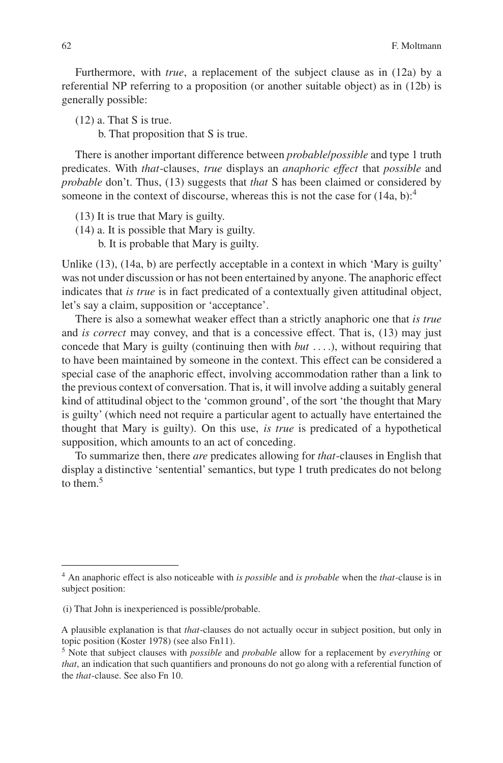Furthermore, with *true*, a replacement of the subject clause as in (12a) by a referential NP referring to a proposition (or another suitable object) as in (12b) is generally possible:

(12) a. That S is true.
    b. That proposition that S is true.

There is another important difference between *probable/possible* and type 1 truth predicates. With *that*-clauses, *true* displays an *anaphoric effect* that *possible* and *probable* don't. Thus, (13) suggests that *that* S has been claimed or considered by someone in the context of discourse, whereas this is not the case for (14a, b):[4]

(13) It is true that Mary is guilty.
(14) a. It is possible that Mary is guilty.
    b. It is probable that Mary is guilty.

Unlike (13), (14a, b) are perfectly acceptable in a context in which 'Mary is guilty' was not under discussion or has not been entertained by anyone. The anaphoric effect indicates that *is true* is in fact predicated of a contextually given attitudinal object, let's say a claim, supposition or 'acceptance'.

There is also a somewhat weaker effect than a strictly anaphoric one that *is true* and *is correct* may convey, and that is a concessive effect. That is, (13) may just concede that Mary is guilty (continuing then with *but* ....), without requiring that to have been maintained by someone in the context. This effect can be considered a special case of the anaphoric effect, involving accommodation rather than a link to the previous context of conversation. That is, it will involve adding a suitably general kind of attitudinal object to the 'common ground', of the sort 'the thought that Mary is guilty' (which need not require a particular agent to actually have entertained the thought that Mary is guilty). On this use, *is true* is predicated of a hypothetical supposition, which amounts to an act of conceding.

To summarize then, there *are* predicates allowing for *that*-clauses in English that display a distinctive 'sentential' semantics, but type 1 truth predicates do not belong to them.[5]

---

[4] An anaphoric effect is also noticeable with *is possible* and *is probable* when the *that*-clause is in subject position:

(i) That John is inexperienced is possible/probable.

A plausible explanation is that *that*-clauses do not actually occur in subject position, but only in topic position (Koster 1978) (see also Fn11).

[5] Note that subject clauses with *possible* and *probable* allow for a replacement by *everything* or *that*, an indication that such quantifiers and pronouns do not go along with a referential function of the *that*-clause. See also Fn 10.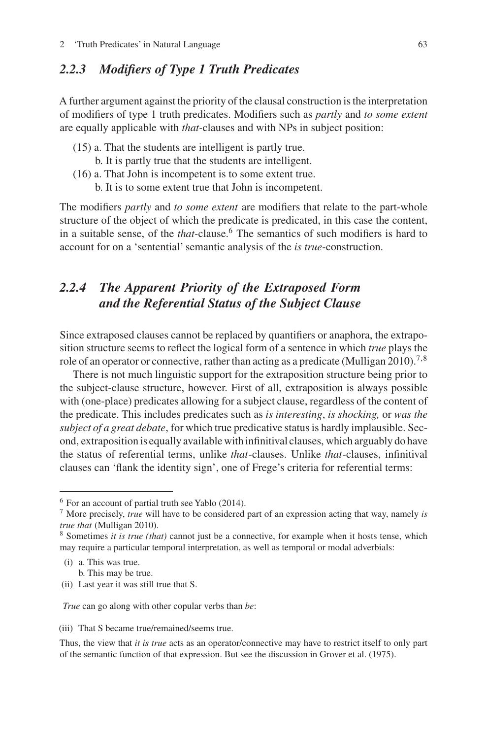### *2.2.3 Modifiers of Type 1 Truth Predicates*

A further argument against the priority of the clausal construction is the interpretation of modifiers of type 1 truth predicates. Modifiers such as *partly* and *to some extent* are equally applicable with *that*-clauses and with NPs in subject position:

(15) a. That the students are intelligent is partly true.
  b. It is partly true that the students are intelligent.
(16) a. That John is incompetent is to some extent true.
  b. It is to some extent true that John is incompetent.

The modifiers *partly* and *to some extent* are modifiers that relate to the part-whole structure of the object of which the predicate is predicated, in this case the content, in a suitable sense, of the *that*-clause.[6] The semantics of such modifiers is hard to account for on a 'sentential' semantic analysis of the *is true*-construction.

### *2.2.4 The Apparent Priority of the Extraposed Form and the Referential Status of the Subject Clause*

Since extraposed clauses cannot be replaced by quantifiers or anaphora, the extraposition structure seems to reflect the logical form of a sentence in which *true* plays the role of an operator or connective, rather than acting as a predicate (Mulligan 2010).[7,8]

There is not much linguistic support for the extraposition structure being prior to the subject-clause structure, however. First of all, extraposition is always possible with (one-place) predicates allowing for a subject clause, regardless of the content of the predicate. This includes predicates such as *is interesting*, *is shocking,* or *was the subject of a great debate*, for which true predicative status is hardly implausible. Second, extraposition is equally available with infinitival clauses, which arguably do have the status of referential terms, unlike *that*-clauses. Unlike *that*-clauses, infinitival clauses can 'flank the identity sign', one of Frege's criteria for referential terms:

---

[6] For an account of partial truth see Yablo (2014).

[7] More precisely, *true* will have to be considered part of an expression acting that way, namely *is true that* (Mulligan 2010).

[8] Sometimes *it is true (that)* cannot just be a connective, for example when it hosts tense, which may require a particular temporal interpretation, as well as temporal or modal adverbials:

(i) a. This was true.
  b. This may be true.
(ii) Last year it was still true that S.

*True* can go along with other copular verbs than *be*:

(iii) That S became true/remained/seems true.

Thus, the view that *it is true* acts as an operator/connective may have to restrict itself to only part of the semantic function of that expression. But see the discussion in Grover et al. (1975).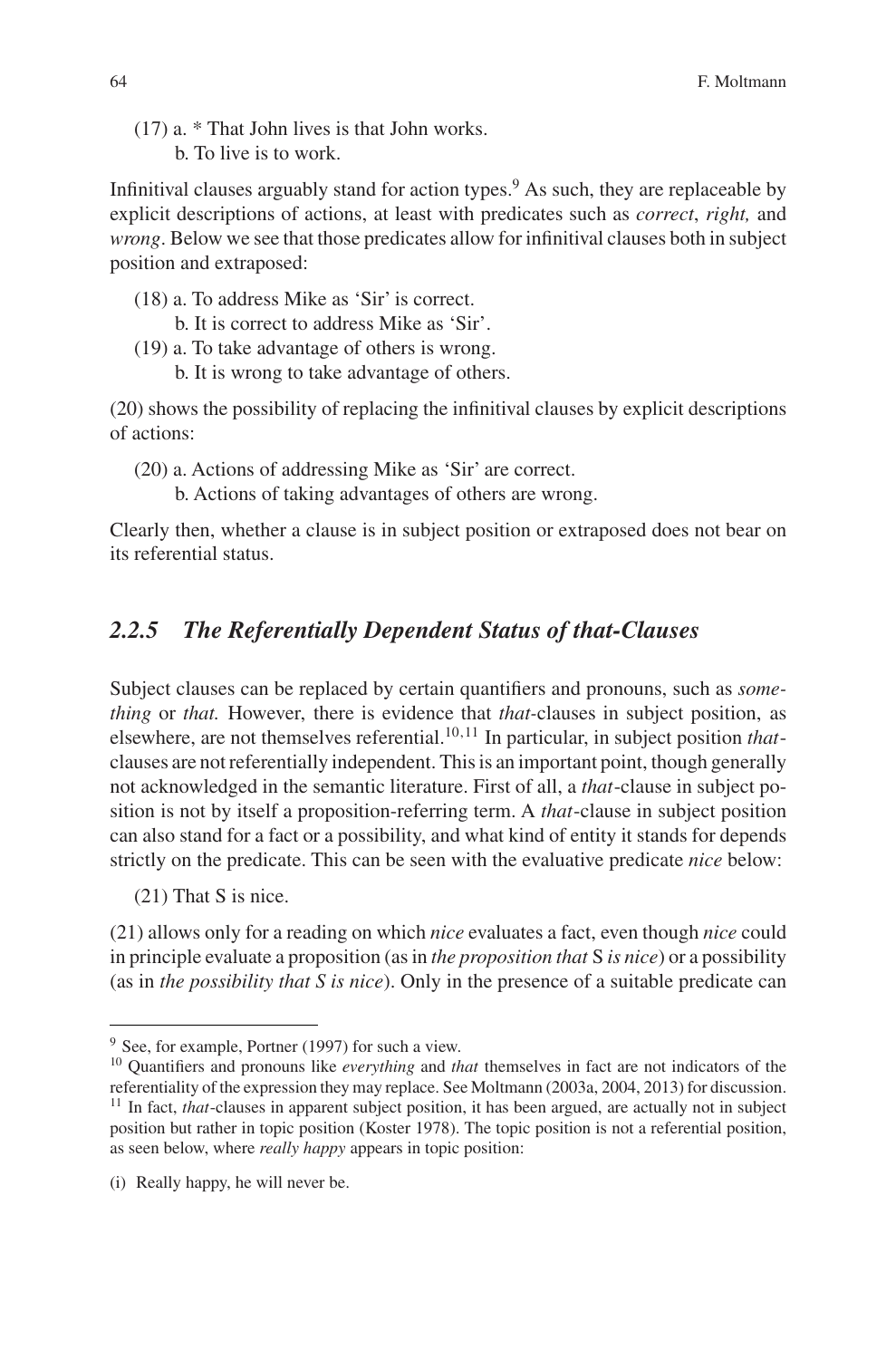(17) a. * That John lives is that John works.
   b. To live is to work.

Infinitival clauses arguably stand for action types.[9] As such, they are replaceable by explicit descriptions of actions, at least with predicates such as *correct*, *right,* and *wrong*. Below we see that those predicates allow for infinitival clauses both in subject position and extraposed:

(18) a. To address Mike as 'Sir' is correct.
   b. It is correct to address Mike as 'Sir'.

(19) a. To take advantage of others is wrong.
   b. It is wrong to take advantage of others.

(20) shows the possibility of replacing the infinitival clauses by explicit descriptions of actions:

(20) a. Actions of addressing Mike as 'Sir' are correct.
   b. Actions of taking advantages of others are wrong.

Clearly then, whether a clause is in subject position or extraposed does not bear on its referential status.

### *2.2.5 The Referentially Dependent Status of that-Clauses*

Subject clauses can be replaced by certain quantifiers and pronouns, such as *something* or *that.* However, there is evidence that *that*-clauses in subject position, as elsewhere, are not themselves referential.[10,11] In particular, in subject position *that*-clauses are not referentially independent. This is an important point, though generally not acknowledged in the semantic literature. First of all, a *that*-clause in subject position is not by itself a proposition-referring term. A *that*-clause in subject position can also stand for a fact or a possibility, and what kind of entity it stands for depends strictly on the predicate. This can be seen with the evaluative predicate *nice* below:

(21) That S is nice.

(21) allows only for a reading on which *nice* evaluates a fact, even though *nice* could in principle evaluate a proposition (as in *the proposition that* S *is nice*) or a possibility (as in *the possibility that S is nice*). Only in the presence of a suitable predicate can

---

[9] See, for example, Portner (1997) for such a view.

[10] Quantifiers and pronouns like *everything* and *that* themselves in fact are not indicators of the referentiality of the expression they may replace. See Moltmann (2003a, 2004, 2013) for discussion.

[11] In fact, *that*-clauses in apparent subject position, it has been argued, are actually not in subject position but rather in topic position (Koster 1978). The topic position is not a referential position, as seen below, where *really happy* appears in topic position:

(i) Really happy, he will never be.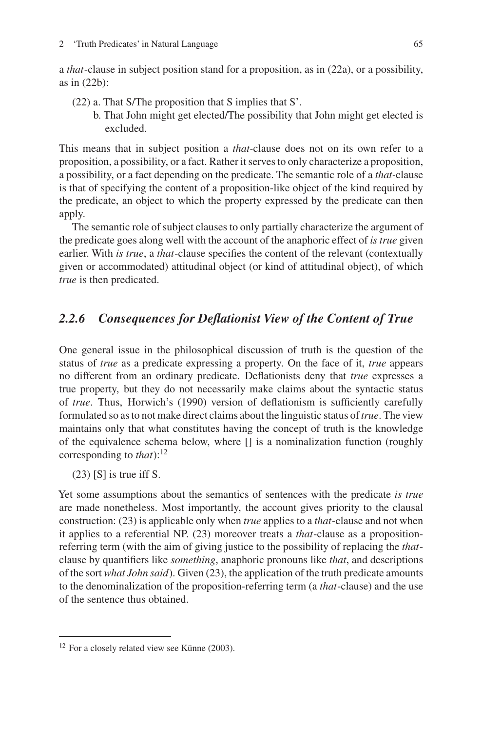a *that*-clause in subject position stand for a proposition, as in (22a), or a possibility, as in (22b):

(22) a. That S/The proposition that S implies that S'.
  b. That John might get elected/The possibility that John might get elected is excluded.

This means that in subject position a *that*-clause does not on its own refer to a proposition, a possibility, or a fact. Rather it serves to only characterize a proposition, a possibility, or a fact depending on the predicate. The semantic role of a *that*-clause is that of specifying the content of a proposition-like object of the kind required by the predicate, an object to which the property expressed by the predicate can then apply.

The semantic role of subject clauses to only partially characterize the argument of the predicate goes along well with the account of the anaphoric effect of *is true* given earlier. With *is true*, a *that*-clause specifies the content of the relevant (contextually given or accommodated) attitudinal object (or kind of attitudinal object), of which *true* is then predicated.

### *2.2.6 Consequences for Deflationist View of the Content of True*

One general issue in the philosophical discussion of truth is the question of the status of *true* as a predicate expressing a property. On the face of it, *true* appears no different from an ordinary predicate. Deflationists deny that *true* expresses a true property, but they do not necessarily make claims about the syntactic status of *true*. Thus, Horwich's (1990) version of deflationism is sufficiently carefully formulated so as to not make direct claims about the linguistic status of *true*. The view maintains only that what constitutes having the concept of truth is the knowledge of the equivalence schema below, where [] is a nominalization function (roughly corresponding to *that*):[12]

(23) [S] is true iff S.

Yet some assumptions about the semantics of sentences with the predicate *is true* are made nonetheless. Most importantly, the account gives priority to the clausal construction: (23) is applicable only when *true* applies to a *that*-clause and not when it applies to a referential NP. (23) moreover treats a *that*-clause as a proposition-referring term (with the aim of giving justice to the possibility of replacing the *that*-clause by quantifiers like *something*, anaphoric pronouns like *that*, and descriptions of the sort *what John said*). Given (23), the application of the truth predicate amounts to the denominalization of the proposition-referring term (a *that*-clause) and the use of the sentence thus obtained.

---

[12] For a closely related view see Künne (2003).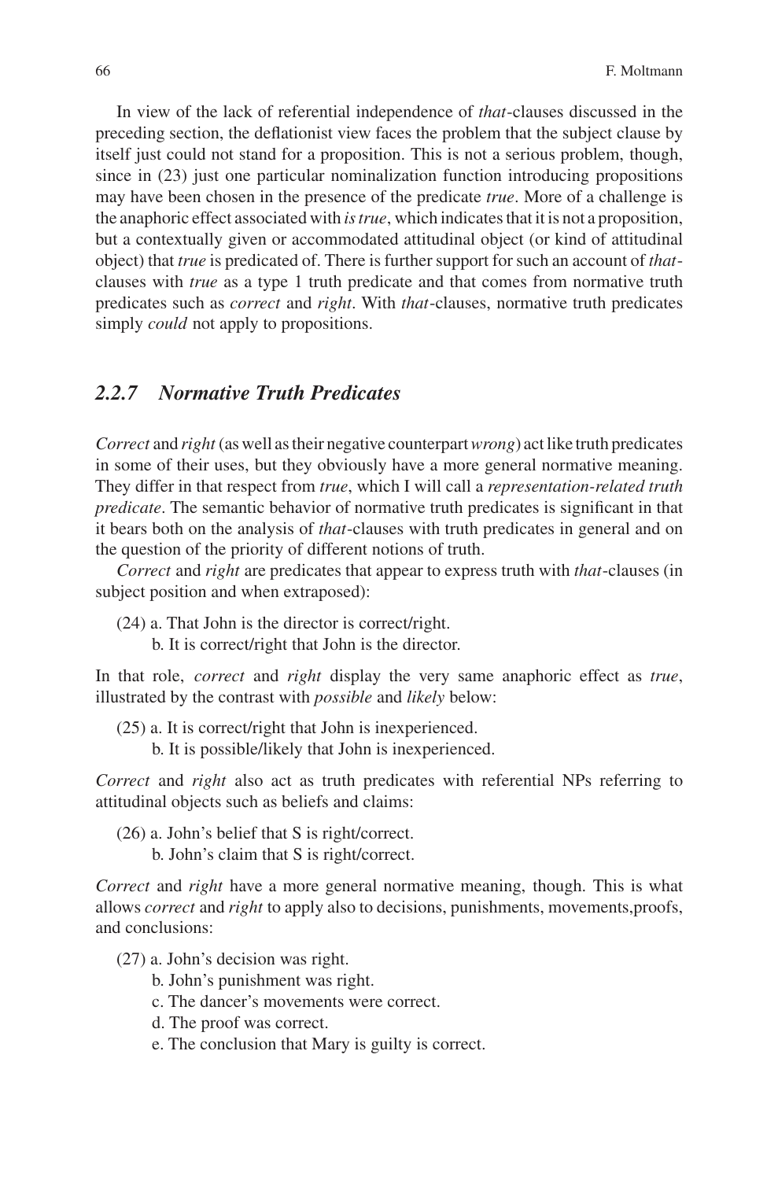In view of the lack of referential independence of *that*-clauses discussed in the preceding section, the deflationist view faces the problem that the subject clause by itself just could not stand for a proposition. This is not a serious problem, though, since in (23) just one particular nominalization function introducing propositions may have been chosen in the presence of the predicate *true*. More of a challenge is the anaphoric effect associated with *is true*, which indicates that it is not a proposition, but a contextually given or accommodated attitudinal object (or kind of attitudinal object) that *true* is predicated of. There is further support for such an account of *that*-clauses with *true* as a type 1 truth predicate and that comes from normative truth predicates such as *correct* and *right*. With *that*-clauses, normative truth predicates simply *could* not apply to propositions.

### *2.2.7 Normative Truth Predicates*

*Correct* and *right* (as well as their negative counterpart *wrong*) act like truth predicates in some of their uses, but they obviously have a more general normative meaning. They differ in that respect from *true*, which I will call a *representation-related truth predicate*. The semantic behavior of normative truth predicates is significant in that it bears both on the analysis of *that*-clauses with truth predicates in general and on the question of the priority of different notions of truth.

*Correct* and *right* are predicates that appear to express truth with *that*-clauses (in subject position and when extraposed):

(24) a. That John is the director is correct/right.
b. It is correct/right that John is the director.

In that role, *correct* and *right* display the very same anaphoric effect as *true*, illustrated by the contrast with *possible* and *likely* below:

(25) a. It is correct/right that John is inexperienced.
b. It is possible/likely that John is inexperienced.

*Correct* and *right* also act as truth predicates with referential NPs referring to attitudinal objects such as beliefs and claims:

(26) a. John's belief that S is right/correct.
b. John's claim that S is right/correct.

*Correct* and *right* have a more general normative meaning, though. This is what allows *correct* and *right* to apply also to decisions, punishments, movements,proofs, and conclusions:

(27) a. John's decision was right.
b. John's punishment was right.
c. The dancer's movements were correct.
d. The proof was correct.
e. The conclusion that Mary is guilty is correct.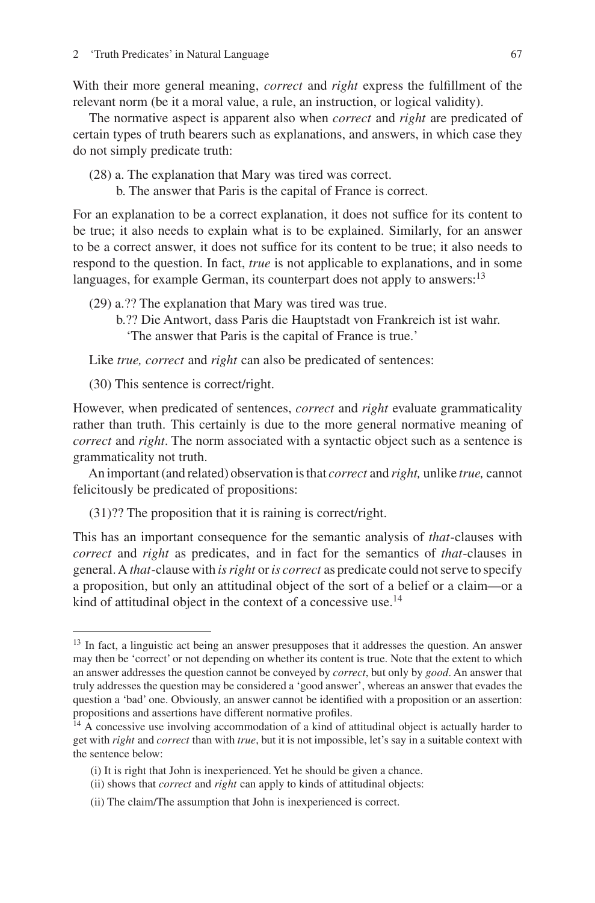With their more general meaning, *correct* and *right* express the fulfillment of the relevant norm (be it a moral value, a rule, an instruction, or logical validity).

The normative aspect is apparent also when *correct* and *right* are predicated of certain types of truth bearers such as explanations, and answers, in which case they do not simply predicate truth:

(28) a. The explanation that Mary was tired was correct.
b. The answer that Paris is the capital of France is correct.

For an explanation to be a correct explanation, it does not suffice for its content to be true; it also needs to explain what is to be explained. Similarly, for an answer to be a correct answer, it does not suffice for its content to be true; it also needs to respond to the question. In fact, *true* is not applicable to explanations, and in some languages, for example German, its counterpart does not apply to answers:[13]

(29) a.?? The explanation that Mary was tired was true.
b.?? Die Antwort, dass Paris die Hauptstadt von Frankreich ist ist wahr.
'The answer that Paris is the capital of France is true.'

Like *true, correct* and *right* can also be predicated of sentences:

(30) This sentence is correct/right.

However, when predicated of sentences, *correct* and *right* evaluate grammaticality rather than truth. This certainly is due to the more general normative meaning of *correct* and *right*. The norm associated with a syntactic object such as a sentence is grammaticality not truth.

An important (and related) observation is that *correct* and *right,* unlike *true,* cannot felicitously be predicated of propositions:

(31)?? The proposition that it is raining is correct/right.

This has an important consequence for the semantic analysis of *that*-clauses with *correct* and *right* as predicates, and in fact for the semantics of *that*-clauses in general. A *that*-clause with *is right* or *is correct* as predicate could not serve to specify a proposition, but only an attitudinal object of the sort of a belief or a claim—or a kind of attitudinal object in the context of a concessive use.[14]

---

[13] In fact, a linguistic act being an answer presupposes that it addresses the question. An answer may then be 'correct' or not depending on whether its content is true. Note that the extent to which an answer addresses the question cannot be conveyed by *correct*, but only by *good*. An answer that truly addresses the question may be considered a 'good answer', whereas an answer that evades the question a 'bad' one. Obviously, an answer cannot be identified with a proposition or an assertion: propositions and assertions have different normative profiles.

[14] A concessive use involving accommodation of a kind of attitudinal object is actually harder to get with *right* and *correct* than with *true*, but it is not impossible, let's say in a suitable context with the sentence below:

(i) It is right that John is inexperienced. Yet he should be given a chance.
(ii) shows that *correct* and *right* can apply to kinds of attitudinal objects:

(ii) The claim/The assumption that John is inexperienced is correct.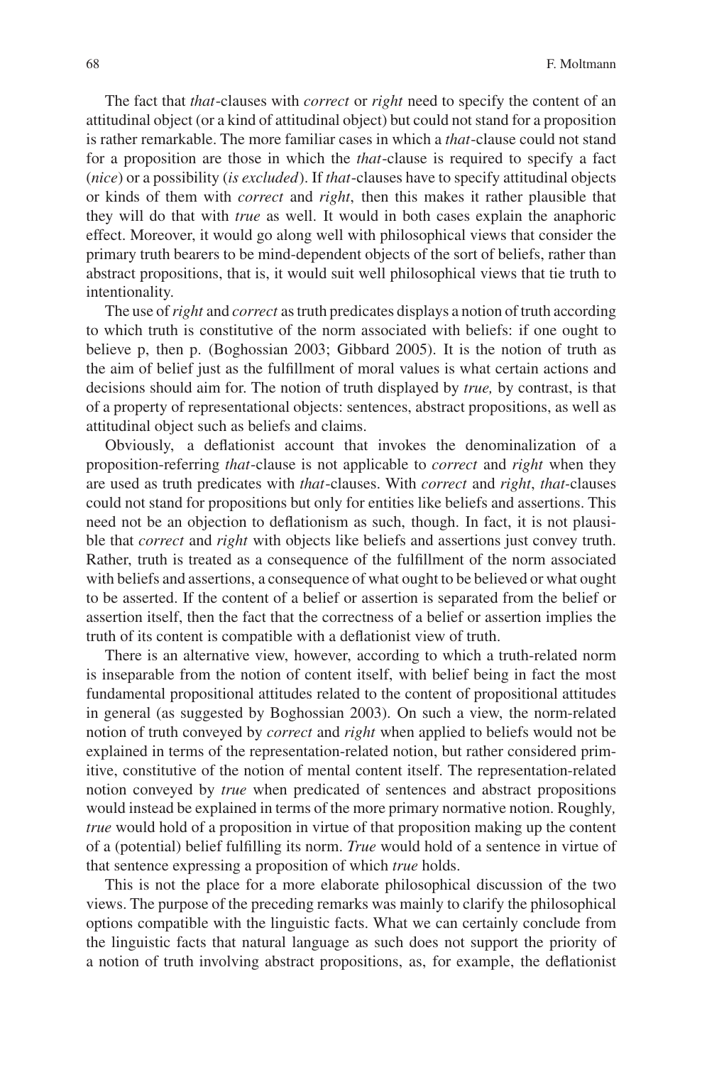The fact that *that*-clauses with *correct* or *right* need to specify the content of an attitudinal object (or a kind of attitudinal object) but could not stand for a proposition is rather remarkable. The more familiar cases in which a *that*-clause could not stand for a proposition are those in which the *that*-clause is required to specify a fact (*nice*) or a possibility (*is excluded*). If *that*-clauses have to specify attitudinal objects or kinds of them with *correct* and *right*, then this makes it rather plausible that they will do that with *true* as well. It would in both cases explain the anaphoric effect. Moreover, it would go along well with philosophical views that consider the primary truth bearers to be mind-dependent objects of the sort of beliefs, rather than abstract propositions, that is, it would suit well philosophical views that tie truth to intentionality.

The use of *right* and *correct* as truth predicates displays a notion of truth according to which truth is constitutive of the norm associated with beliefs: if one ought to believe p, then p. (Boghossian 2003; Gibbard 2005). It is the notion of truth as the aim of belief just as the fulfillment of moral values is what certain actions and decisions should aim for. The notion of truth displayed by *true,* by contrast, is that of a property of representational objects: sentences, abstract propositions, as well as attitudinal object such as beliefs and claims.

Obviously, a deflationist account that invokes the denominalization of a proposition-referring *that*-clause is not applicable to *correct* and *right* when they are used as truth predicates with *that*-clauses. With *correct* and *right*, *that*-clauses could not stand for propositions but only for entities like beliefs and assertions. This need not be an objection to deflationism as such, though. In fact, it is not plausible that *correct* and *right* with objects like beliefs and assertions just convey truth. Rather, truth is treated as a consequence of the fulfillment of the norm associated with beliefs and assertions, a consequence of what ought to be believed or what ought to be asserted. If the content of a belief or assertion is separated from the belief or assertion itself, then the fact that the correctness of a belief or assertion implies the truth of its content is compatible with a deflationist view of truth.

There is an alternative view, however, according to which a truth-related norm is inseparable from the notion of content itself, with belief being in fact the most fundamental propositional attitudes related to the content of propositional attitudes in general (as suggested by Boghossian 2003). On such a view, the norm-related notion of truth conveyed by *correct* and *right* when applied to beliefs would not be explained in terms of the representation-related notion, but rather considered primitive, constitutive of the notion of mental content itself. The representation-related notion conveyed by *true* when predicated of sentences and abstract propositions would instead be explained in terms of the more primary normative notion. Roughly*, true* would hold of a proposition in virtue of that proposition making up the content of a (potential) belief fulfilling its norm. *True* would hold of a sentence in virtue of that sentence expressing a proposition of which *true* holds.

This is not the place for a more elaborate philosophical discussion of the two views. The purpose of the preceding remarks was mainly to clarify the philosophical options compatible with the linguistic facts. What we can certainly conclude from the linguistic facts that natural language as such does not support the priority of a notion of truth involving abstract propositions, as, for example, the deflationist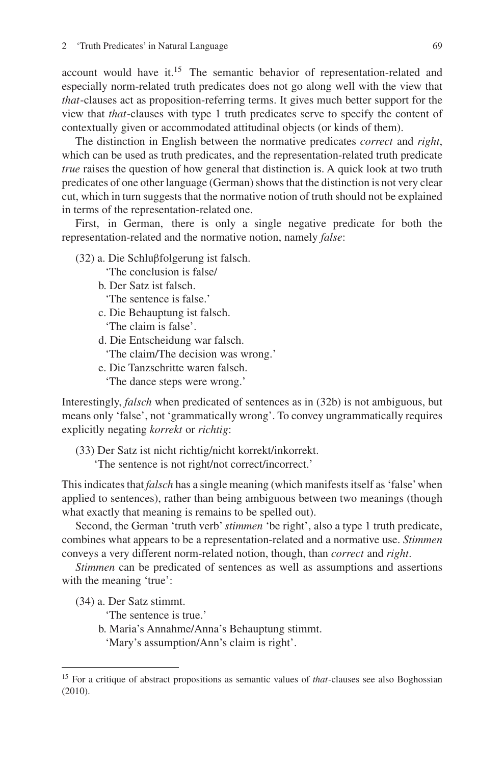account would have it.[15] The semantic behavior of representation-related and especially norm-related truth predicates does not go along well with the view that *that*-clauses act as proposition-referring terms. It gives much better support for the view that *that*-clauses with type 1 truth predicates serve to specify the content of contextually given or accommodated attitudinal objects (or kinds of them).

The distinction in English between the normative predicates *correct* and *right*, which can be used as truth predicates, and the representation-related truth predicate *true* raises the question of how general that distinction is. A quick look at two truth predicates of one other language (German) shows that the distinction is not very clear cut, which in turn suggests that the normative notion of truth should not be explained in terms of the representation-related one.

First, in German, there is only a single negative predicate for both the representation-related and the normative notion, namely *false*:

(32) a. Die Schlußfolgerung ist falsch.
 'The conclusion is false/
 b. Der Satz ist falsch.
 'The sentence is false.'
 c. Die Behauptung ist falsch.
 'The claim is false'.
 d. Die Entscheidung war falsch.
 'The claim/The decision was wrong.'
 e. Die Tanzschritte waren falsch.
 'The dance steps were wrong.'

Interestingly, *falsch* when predicated of sentences as in (32b) is not ambiguous, but means only 'false', not 'grammatically wrong'. To convey ungrammatically requires explicitly negating *korrekt* or *richtig*:

(33) Der Satz ist nicht richtig/nicht korrekt/inkorrekt.
 'The sentence is not right/not correct/incorrect.'

This indicates that *falsch* has a single meaning (which manifests itself as 'false' when applied to sentences), rather than being ambiguous between two meanings (though what exactly that meaning is remains to be spelled out).

Second, the German 'truth verb' *stimmen* 'be right', also a type 1 truth predicate, combines what appears to be a representation-related and a normative use. *Stimmen* conveys a very different norm-related notion, though, than *correct* and *right*.

*Stimmen* can be predicated of sentences as well as assumptions and assertions with the meaning 'true':

(34) a. Der Satz stimmt.
 'The sentence is true.'
 b. Maria's Annahme/Anna's Behauptung stimmt.
 'Mary's assumption/Ann's claim is right'.

[15] For a critique of abstract propositions as semantic values of *that*-clauses see also Boghossian (2010).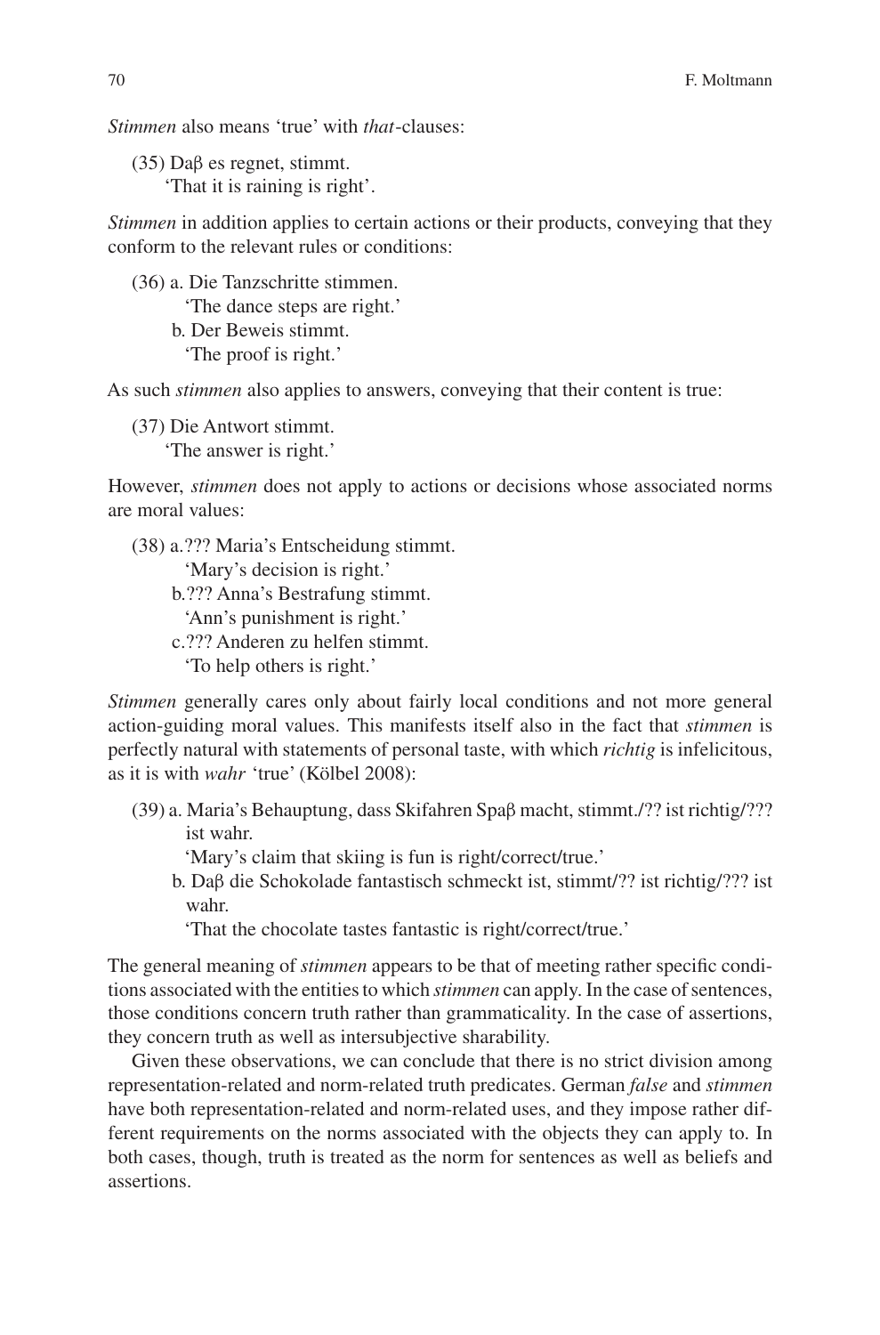*Stimmen* also means 'true' with *that*-clauses:

(35) Daβ es regnet, stimmt.
'That it is raining is right'.

*Stimmen* in addition applies to certain actions or their products, conveying that they conform to the relevant rules or conditions:

(36) a. Die Tanzschritte stimmen.
'The dance steps are right.'
b. Der Beweis stimmt.
'The proof is right.'

As such *stimmen* also applies to answers, conveying that their content is true:

(37) Die Antwort stimmt.
'The answer is right.'

However, *stimmen* does not apply to actions or decisions whose associated norms are moral values:

(38) a.??? Maria's Entscheidung stimmt.
'Mary's decision is right.'
b.??? Anna's Bestrafung stimmt.
'Ann's punishment is right.'
c.??? Anderen zu helfen stimmt.
'To help others is right.'

*Stimmen* generally cares only about fairly local conditions and not more general action-guiding moral values. This manifests itself also in the fact that *stimmen* is perfectly natural with statements of personal taste, with which *richtig* is infelicitous, as it is with *wahr* 'true' (Kölbel 2008):

(39) a. Maria's Behauptung, dass Skifahren Spaβ macht, stimmt./?? ist richtig/??? ist wahr.
'Mary's claim that skiing is fun is right/correct/true.'
b. Daβ die Schokolade fantastisch schmeckt ist, stimmt/?? ist richtig/??? ist wahr.
'That the chocolate tastes fantastic is right/correct/true.'

The general meaning of *stimmen* appears to be that of meeting rather specific conditions associated with the entities to which *stimmen* can apply. In the case of sentences, those conditions concern truth rather than grammaticality. In the case of assertions, they concern truth as well as intersubjective sharability.

Given these observations, we can conclude that there is no strict division among representation-related and norm-related truth predicates. German *false* and *stimmen* have both representation-related and norm-related uses, and they impose rather different requirements on the norms associated with the objects they can apply to. In both cases, though, truth is treated as the norm for sentences as well as beliefs and assertions.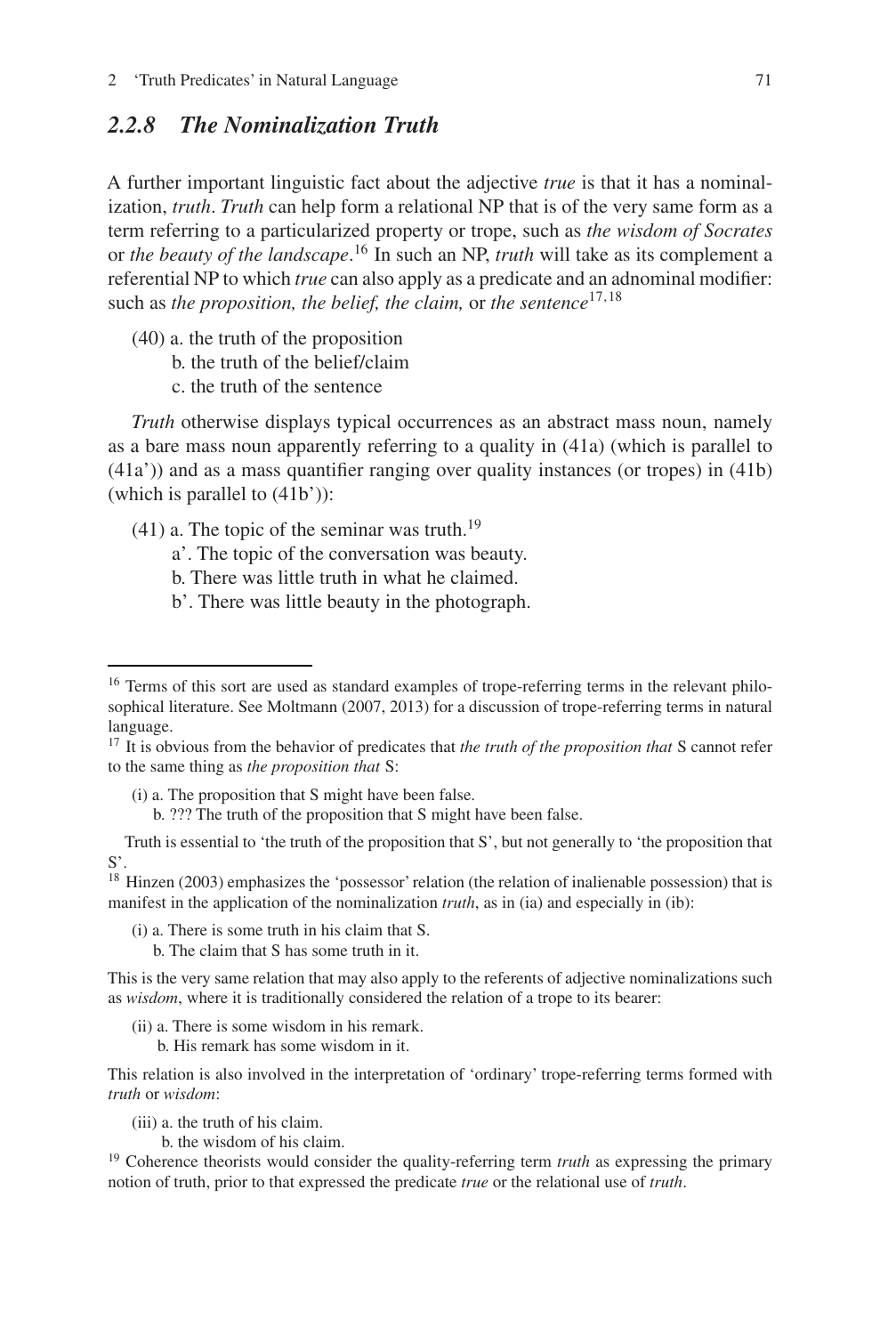### *2.2.8 The Nominalization Truth*

A further important linguistic fact about the adjective *true* is that it has a nominalization, *truth*. *Truth* can help form a relational NP that is of the very same form as a term referring to a particularized property or trope, such as *the wisdom of Socrates* or *the beauty of the landscape*.[16] In such an NP, *truth* will take as its complement a referential NP to which *true* can also apply as a predicate and an adnominal modifier: such as *the proposition, the belief, the claim,* or *the sentence*[17,18]

(40) a. the truth of the proposition
  b. the truth of the belief/claim
  c. the truth of the sentence

*Truth* otherwise displays typical occurrences as an abstract mass noun, namely as a bare mass noun apparently referring to a quality in (41a) (which is parallel to (41a')) and as a mass quantifier ranging over quality instances (or tropes) in (41b) (which is parallel to (41b')):

(41) a. The topic of the seminar was truth.[19]
  a'. The topic of the conversation was beauty.
  b. There was little truth in what he claimed.
  b'. There was little beauty in the photograph.

---

[16] Terms of this sort are used as standard examples of trope-referring terms in the relevant philosophical literature. See Moltmann (2007, 2013) for a discussion of trope-referring terms in natural language.

[17] It is obvious from the behavior of predicates that *the truth of the proposition that* S cannot refer to the same thing as *the proposition that* S:

(i) a. The proposition that S might have been false.
  b. ??? The truth of the proposition that S might have been false.

Truth is essential to 'the truth of the proposition that S', but not generally to 'the proposition that S'.

[18] Hinzen (2003) emphasizes the 'possessor' relation (the relation of inalienable possession) that is manifest in the application of the nominalization *truth*, as in (ia) and especially in (ib):

(i) a. There is some truth in his claim that S.
  b. The claim that S has some truth in it.

This is the very same relation that may also apply to the referents of adjective nominalizations such as *wisdom*, where it is traditionally considered the relation of a trope to its bearer:

(ii) a. There is some wisdom in his remark.
  b. His remark has some wisdom in it.

This relation is also involved in the interpretation of 'ordinary' trope-referring terms formed with *truth* or *wisdom*:

(iii) a. the truth of his claim.
  b. the wisdom of his claim.

[19] Coherence theorists would consider the quality-referring term *truth* as expressing the primary notion of truth, prior to that expressed the predicate *true* or the relational use of *truth*.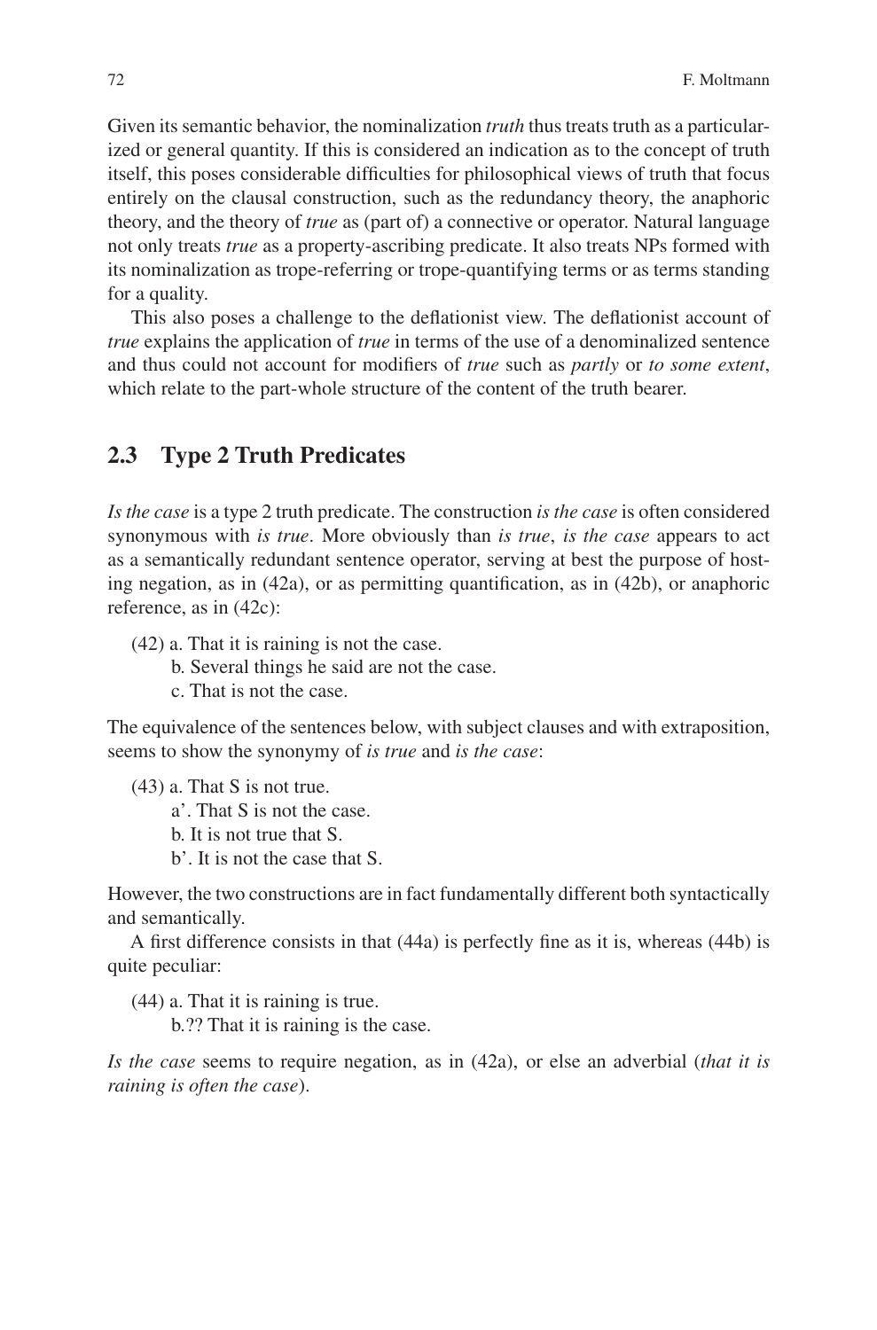Given its semantic behavior, the nominalization *truth* thus treats truth as a particularized or general quantity. If this is considered an indication as to the concept of truth itself, this poses considerable difficulties for philosophical views of truth that focus entirely on the clausal construction, such as the redundancy theory, the anaphoric theory, and the theory of *true* as (part of) a connective or operator. Natural language not only treats *true* as a property-ascribing predicate. It also treats NPs formed with its nominalization as trope-referring or trope-quantifying terms or as terms standing for a quality.

This also poses a challenge to the deflationist view. The deflationist account of *true* explains the application of *true* in terms of the use of a denominalized sentence and thus could not account for modifiers of *true* such as *partly* or *to some extent*, which relate to the part-whole structure of the content of the truth bearer.

## 2.3 Type 2 Truth Predicates

*Is the case* is a type 2 truth predicate. The construction *is the case* is often considered synonymous with *is true*. More obviously than *is true*, *is the case* appears to act as a semantically redundant sentence operator, serving at best the purpose of hosting negation, as in (42a), or as permitting quantification, as in (42b), or anaphoric reference, as in (42c):

(42) a. That it is raining is not the case.
b. Several things he said are not the case.
c. That is not the case.

The equivalence of the sentences below, with subject clauses and with extraposition, seems to show the synonymy of *is true* and *is the case*:

(43) a. That S is not true.
a'. That S is not the case.
b. It is not true that S.
b'. It is not the case that S.

However, the two constructions are in fact fundamentally different both syntactically and semantically.

A first difference consists in that (44a) is perfectly fine as it is, whereas (44b) is quite peculiar:

(44) a. That it is raining is true.
b.?? That it is raining is the case.

*Is the case* seems to require negation, as in (42a), or else an adverbial (*that it is raining is often the case*).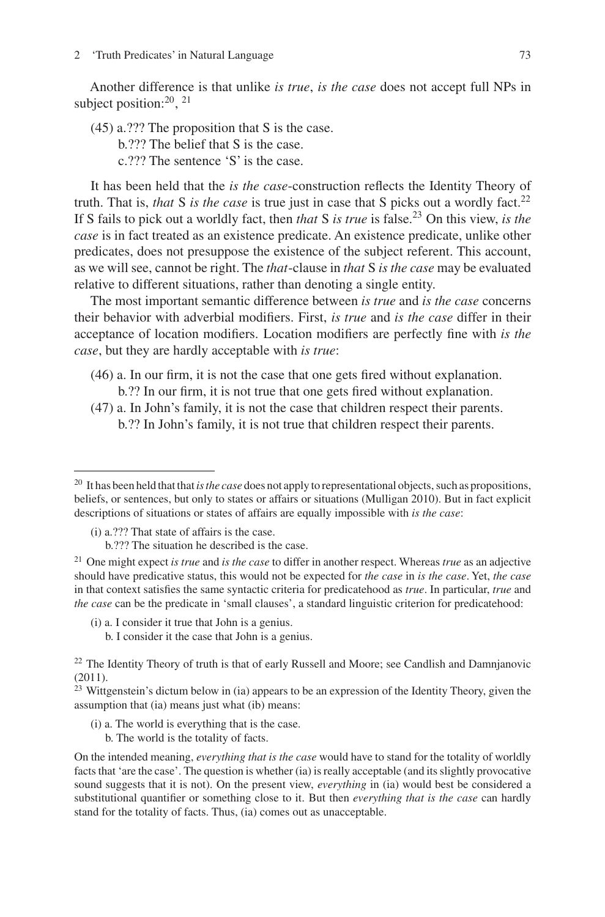Another difference is that unlike *is true*, *is the case* does not accept full NPs in subject position:[20], [21]

(45) a.??? The proposition that S is the case.
  b.??? The belief that S is the case.
  c.??? The sentence 'S' is the case.

It has been held that the *is the case*-construction reflects the Identity Theory of truth. That is, *that* S *is the case* is true just in case that S picks out a wordly fact.[22] If S fails to pick out a worldly fact, then *that* S *is true* is false.[23] On this view, *is the case* is in fact treated as an existence predicate. An existence predicate, unlike other predicates, does not presuppose the existence of the subject referent. This account, as we will see, cannot be right. The *that*-clause in *that* S *is the case* may be evaluated relative to different situations, rather than denoting a single entity.

The most important semantic difference between *is true* and *is the case* concerns their behavior with adverbial modifiers. First, *is true* and *is the case* differ in their acceptance of location modifiers. Location modifiers are perfectly fine with *is the case*, but they are hardly acceptable with *is true*:

(46) a. In our firm, it is not the case that one gets fired without explanation.
  b.?? In our firm, it is not true that one gets fired without explanation.

(47) a. In John's family, it is not the case that children respect their parents.
  b.?? In John's family, it is not true that children respect their parents.

---

[20] It has been held that that *is the case* does not apply to representational objects, such as propositions, beliefs, or sentences, but only to states or affairs or situations (Mulligan 2010). But in fact explicit descriptions of situations or states of affairs are equally impossible with *is the case*:

(i) a.??? That state of affairs is the case.
  b.??? The situation he described is the case.

[21] One might expect *is true* and *is the case* to differ in another respect. Whereas *true* as an adjective should have predicative status, this would not be expected for *the case* in *is the case*. Yet, *the case* in that context satisfies the same syntactic criteria for predicatehood as *true*. In particular, *true* and *the case* can be the predicate in 'small clauses', a standard linguistic criterion for predicatehood:

(i) a. I consider it true that John is a genius.
  b. I consider it the case that John is a genius.

[22] The Identity Theory of truth is that of early Russell and Moore; see Candlish and Damnjanovic (2011).

[23] Wittgenstein's dictum below in (ia) appears to be an expression of the Identity Theory, given the assumption that (ia) means just what (ib) means:

(i) a. The world is everything that is the case.
  b. The world is the totality of facts.

On the intended meaning, *everything that is the case* would have to stand for the totality of worldly facts that 'are the case'. The question is whether (ia) is really acceptable (and its slightly provocative sound suggests that it is not). On the present view, *everything* in (ia) would best be considered a substitutional quantifier or something close to it. But then *everything that is the case* can hardly stand for the totality of facts. Thus, (ia) comes out as unacceptable.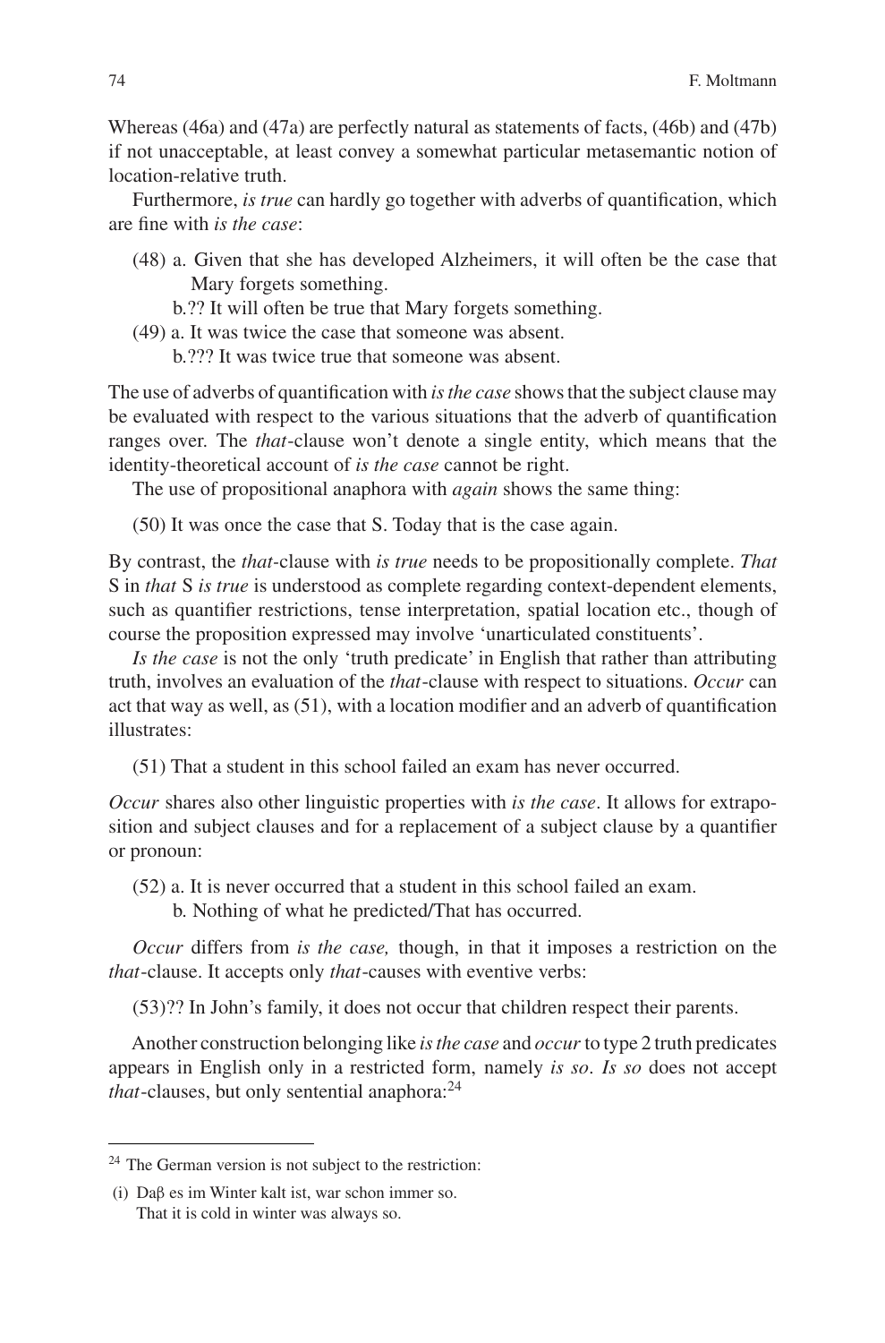Whereas (46a) and (47a) are perfectly natural as statements of facts, (46b) and (47b) if not unacceptable, at least convey a somewhat particular metasemantic notion of location-relative truth.

Furthermore, *is true* can hardly go together with adverbs of quantification, which are fine with *is the case*:

(48) a. Given that she has developed Alzheimers, it will often be the case that Mary forgets something.
  b.?? It will often be true that Mary forgets something.

(49) a. It was twice the case that someone was absent.
  b.??? It was twice true that someone was absent.

The use of adverbs of quantification with *is the case* shows that the subject clause may be evaluated with respect to the various situations that the adverb of quantification ranges over. The *that*-clause won't denote a single entity, which means that the identity-theoretical account of *is the case* cannot be right.

The use of propositional anaphora with *again* shows the same thing:

(50) It was once the case that S. Today that is the case again.

By contrast, the *that*-clause with *is true* needs to be propositionally complete. *That* S in *that* S *is true* is understood as complete regarding context-dependent elements, such as quantifier restrictions, tense interpretation, spatial location etc., though of course the proposition expressed may involve 'unarticulated constituents'.

*Is the case* is not the only 'truth predicate' in English that rather than attributing truth, involves an evaluation of the *that*-clause with respect to situations. *Occur* can act that way as well, as (51), with a location modifier and an adverb of quantification illustrates:

(51) That a student in this school failed an exam has never occurred.

*Occur* shares also other linguistic properties with *is the case*. It allows for extraposition and subject clauses and for a replacement of a subject clause by a quantifier or pronoun:

(52) a. It is never occurred that a student in this school failed an exam.
  b. Nothing of what he predicted/That has occurred.

*Occur* differs from *is the case,* though, in that it imposes a restriction on the *that*-clause. It accepts only *that*-causes with eventive verbs:

(53)?? In John's family, it does not occur that children respect their parents.

Another construction belonging like *is the case* and *occur* to type 2 truth predicates appears in English only in a restricted form, namely *is so*. *Is so* does not accept *that*-clauses, but only sentential anaphora:[24]

---

[24] The German version is not subject to the restriction:

(i) Daβ es im Winter kalt ist, war schon immer so.
  That it is cold in winter was always so.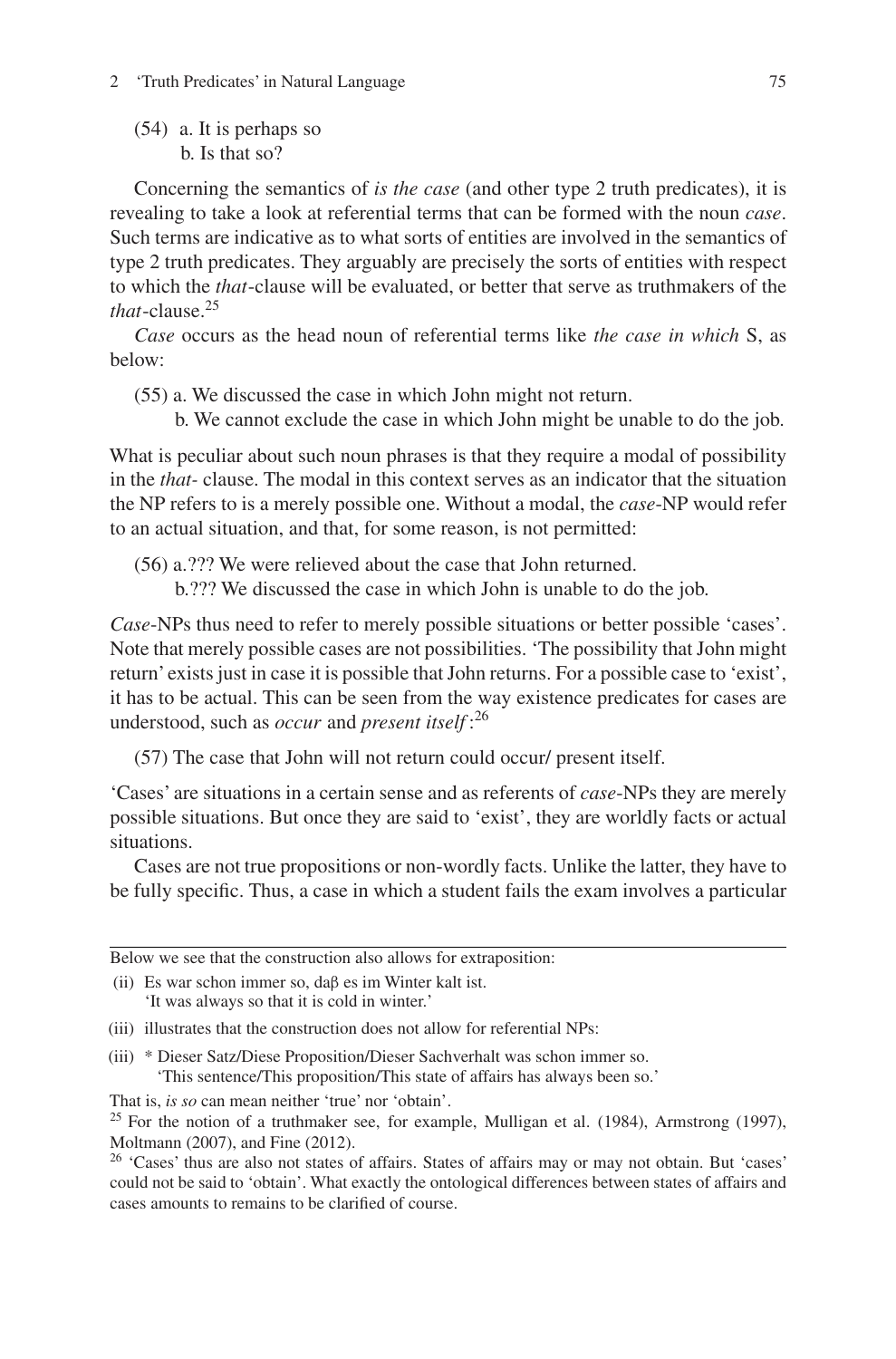(54) a. It is perhaps so
     b. Is that so?

Concerning the semantics of *is the case* (and other type 2 truth predicates), it is revealing to take a look at referential terms that can be formed with the noun *case*. Such terms are indicative as to what sorts of entities are involved in the semantics of type 2 truth predicates. They arguably are precisely the sorts of entities with respect to which the *that*-clause will be evaluated, or better that serve as truthmakers of the *that*-clause.[25]

*Case* occurs as the head noun of referential terms like *the case in which* S, as below:

(55) a. We discussed the case in which John might not return.
     b. We cannot exclude the case in which John might be unable to do the job.

What is peculiar about such noun phrases is that they require a modal of possibility in the *that-* clause. The modal in this context serves as an indicator that the situation the NP refers to is a merely possible one. Without a modal, the *case*-NP would refer to an actual situation, and that, for some reason, is not permitted:

(56) a.??? We were relieved about the case that John returned.
     b.??? We discussed the case in which John is unable to do the job.

*Case*-NPs thus need to refer to merely possible situations or better possible 'cases'. Note that merely possible cases are not possibilities. 'The possibility that John might return' exists just in case it is possible that John returns. For a possible case to 'exist', it has to be actual. This can be seen from the way existence predicates for cases are understood, such as *occur* and *present itself*:[26]

(57) The case that John will not return could occur/ present itself.

'Cases' are situations in a certain sense and as referents of *case*-NPs they are merely possible situations. But once they are said to 'exist', they are worldly facts or actual situations.

Cases are not true propositions or non-wordly facts. Unlike the latter, they have to be fully specific. Thus, a case in which a student fails the exam involves a particular

---

Below we see that the construction also allows for extraposition:

(ii) Es war schon immer so, daβ es im Winter kalt ist.
     'It was always so that it is cold in winter.'

(iii) illustrates that the construction does not allow for referential NPs:

(iii) * Dieser Satz/Diese Proposition/Dieser Sachverhalt was schon immer so.
     'This sentence/This proposition/This state of affairs has always been so.'

That is, *is so* can mean neither 'true' nor 'obtain'.

[25] For the notion of a truthmaker see, for example, Mulligan et al. (1984), Armstrong (1997), Moltmann (2007), and Fine (2012).

[26] 'Cases' thus are also not states of affairs. States of affairs may or may not obtain. But 'cases' could not be said to 'obtain'. What exactly the ontological differences between states of affairs and cases amounts to remains to be clarified of course.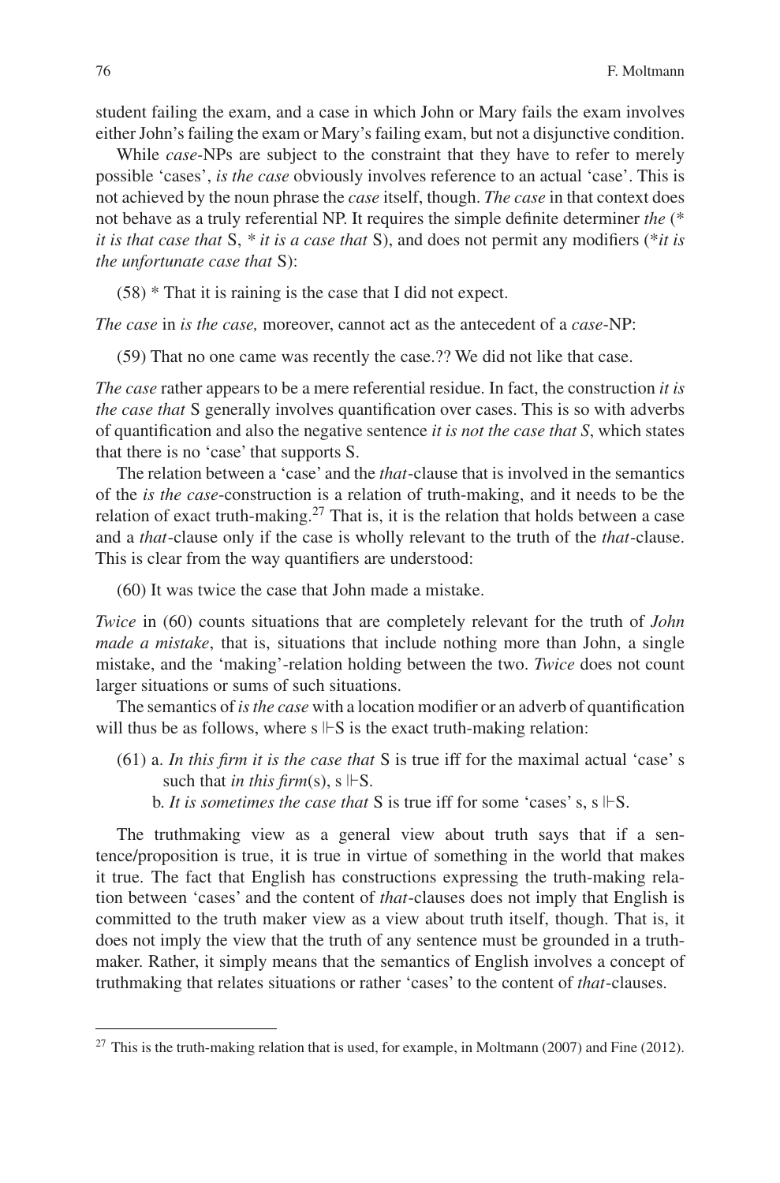student failing the exam, and a case in which John or Mary fails the exam involves either John's failing the exam or Mary's failing exam, but not a disjunctive condition.

While *case*-NPs are subject to the constraint that they have to refer to merely possible 'cases', *is the case* obviously involves reference to an actual 'case'. This is not achieved by the noun phrase the *case* itself, though. *The case* in that context does not behave as a truly referential NP. It requires the simple definite determiner *the* (* *it is that case that* S, * *it is a case that* S), and does not permit any modifiers (**it is the unfortunate case that* S):

(58) * That it is raining is the case that I did not expect.

*The case* in *is the case,* moreover, cannot act as the antecedent of a *case*-NP:

(59) That no one came was recently the case.?? We did not like that case.

*The case* rather appears to be a mere referential residue. In fact, the construction *it is the case that* S generally involves quantification over cases. This is so with adverbs of quantification and also the negative sentence *it is not the case that S*, which states that there is no 'case' that supports S.

The relation between a 'case' and the *that*-clause that is involved in the semantics of the *is the case*-construction is a relation of truth-making, and it needs to be the relation of exact truth-making.[27] That is, it is the relation that holds between a case and a *that*-clause only if the case is wholly relevant to the truth of the *that*-clause. This is clear from the way quantifiers are understood:

(60) It was twice the case that John made a mistake.

*Twice* in (60) counts situations that are completely relevant for the truth of *John made a mistake*, that is, situations that include nothing more than John, a single mistake, and the 'making'-relation holding between the two. *Twice* does not count larger situations or sums of such situations.

The semantics of *is the case* with a location modifier or an adverb of quantification will thus be as follows, where $s \Vdash S$ is the exact truth-making relation:

(61) a. *In this firm it is the case that* S is true iff for the maximal actual 'case' s such that *in this firm*(s), $s \Vdash S$.
b. *It is sometimes the case that* S is true iff for some 'cases' s, $s \Vdash S$.

The truthmaking view as a general view about truth says that if a sentence/proposition is true, it is true in virtue of something in the world that makes it true. The fact that English has constructions expressing the truth-making relation between 'cases' and the content of *that*-clauses does not imply that English is committed to the truth maker view as a view about truth itself, though. That is, it does not imply the view that the truth of any sentence must be grounded in a truthmaker. Rather, it simply means that the semantics of English involves a concept of truthmaking that relates situations or rather 'cases' to the content of *that*-clauses.

---

[27] This is the truth-making relation that is used, for example, in Moltmann (2007) and Fine (2012).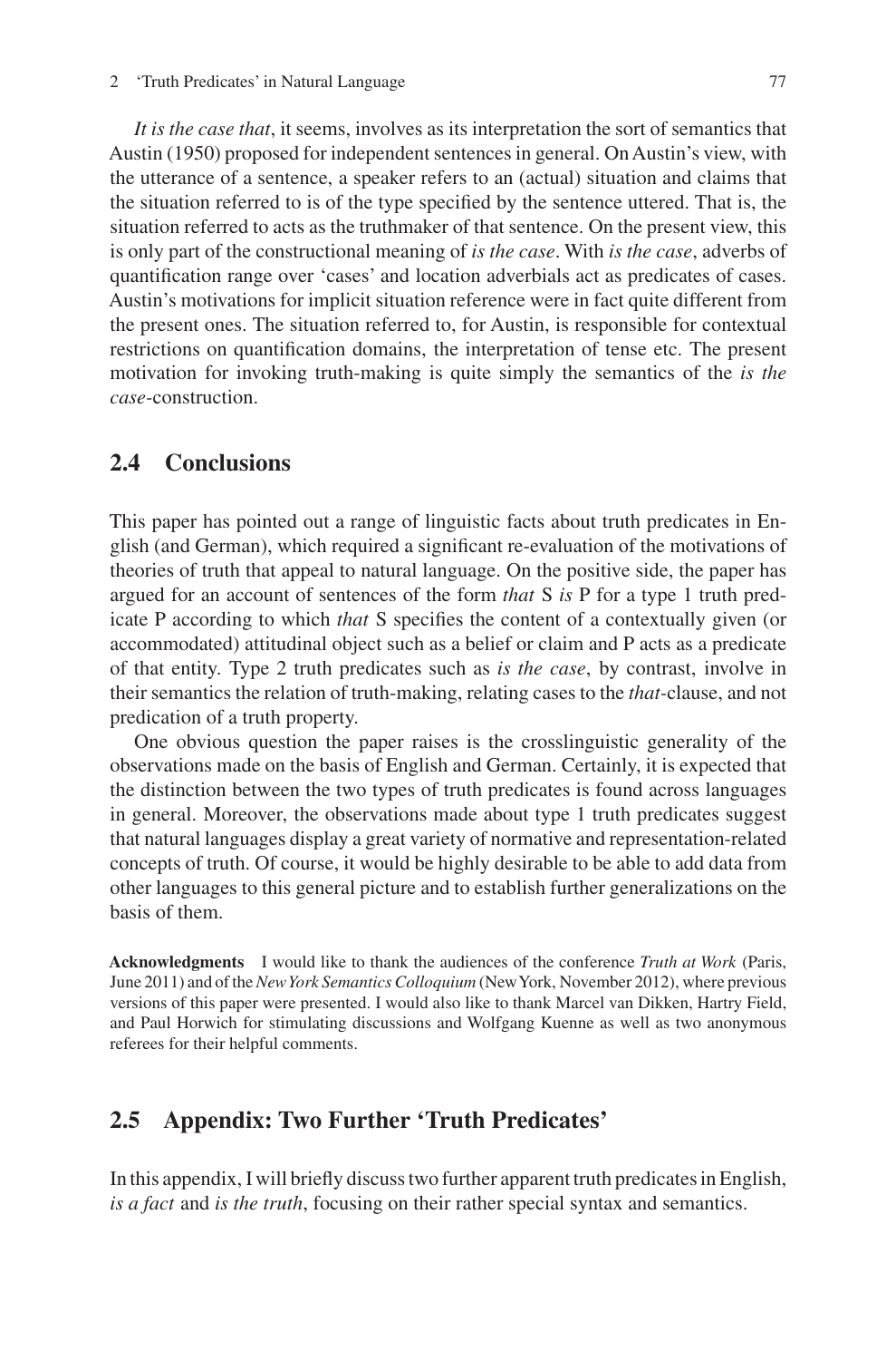*It is the case that*, it seems, involves as its interpretation the sort of semantics that Austin (1950) proposed for independent sentences in general. On Austin's view, with the utterance of a sentence, a speaker refers to an (actual) situation and claims that the situation referred to is of the type specified by the sentence uttered. That is, the situation referred to acts as the truthmaker of that sentence. On the present view, this is only part of the constructional meaning of *is the case*. With *is the case*, adverbs of quantification range over 'cases' and location adverbials act as predicates of cases. Austin's motivations for implicit situation reference were in fact quite different from the present ones. The situation referred to, for Austin, is responsible for contextual restrictions on quantification domains, the interpretation of tense etc. The present motivation for invoking truth-making is quite simply the semantics of the *is the case*-construction.

## 2.4 Conclusions

This paper has pointed out a range of linguistic facts about truth predicates in English (and German), which required a significant re-evaluation of the motivations of theories of truth that appeal to natural language. On the positive side, the paper has argued for an account of sentences of the form *that* S *is* P for a type 1 truth predicate P according to which *that* S specifies the content of a contextually given (or accommodated) attitudinal object such as a belief or claim and P acts as a predicate of that entity. Type 2 truth predicates such as *is the case*, by contrast, involve in their semantics the relation of truth-making, relating cases to the *that*-clause, and not predication of a truth property.

One obvious question the paper raises is the crosslinguistic generality of the observations made on the basis of English and German. Certainly, it is expected that the distinction between the two types of truth predicates is found across languages in general. Moreover, the observations made about type 1 truth predicates suggest that natural languages display a great variety of normative and representation-related concepts of truth. Of course, it would be highly desirable to be able to add data from other languages to this general picture and to establish further generalizations on the basis of them.

**Acknowledgments** I would like to thank the audiences of the conference *Truth at Work* (Paris, June 2011) and of the *New York Semantics Colloquium* (New York, November 2012), where previous versions of this paper were presented. I would also like to thank Marcel van Dikken, Hartry Field, and Paul Horwich for stimulating discussions and Wolfgang Kuenne as well as two anonymous referees for their helpful comments.

## 2.5 Appendix: Two Further 'Truth Predicates'

In this appendix, I will briefly discuss two further apparent truth predicates in English, *is a fact* and *is the truth*, focusing on their rather special syntax and semantics.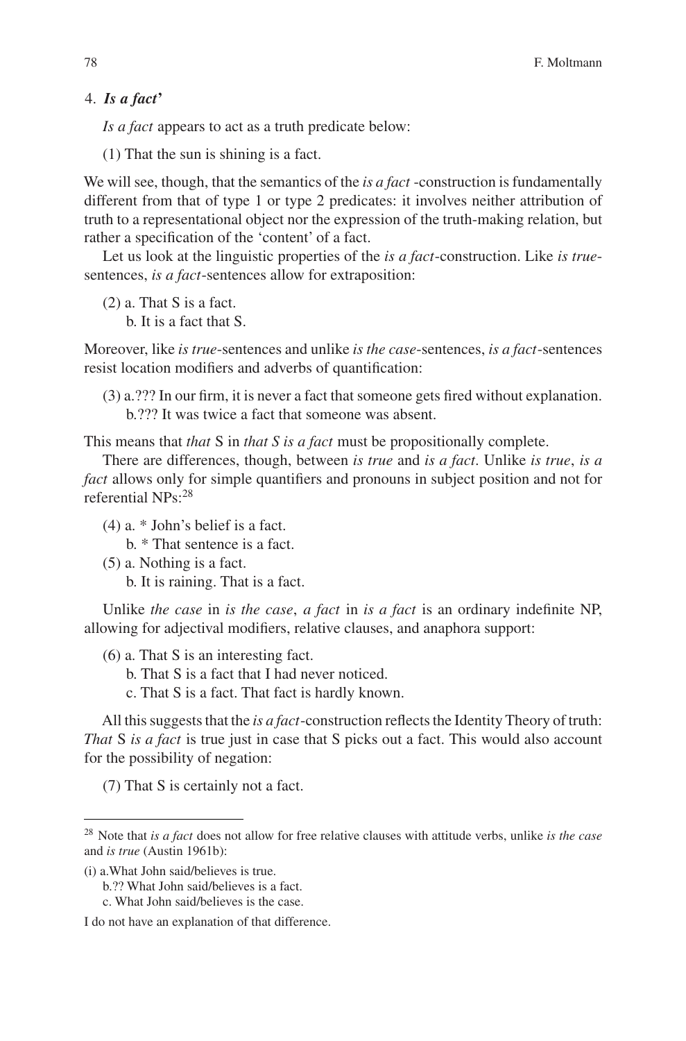### 4. *Is a fact'*

*Is a fact* appears to act as a truth predicate below:

(1) That the sun is shining is a fact.

We will see, though, that the semantics of the *is a fact* -construction is fundamentally different from that of type 1 or type 2 predicates: it involves neither attribution of truth to a representational object nor the expression of the truth-making relation, but rather a specification of the 'content' of a fact.

Let us look at the linguistic properties of the *is a fact*-construction. Like *is true*-sentences, *is a fact*-sentences allow for extraposition:

(2) a. That S is a fact.
    b. It is a fact that S.

Moreover, like *is true*-sentences and unlike *is the case*-sentences, *is a fact*-sentences resist location modifiers and adverbs of quantification:

(3) a.??? In our firm, it is never a fact that someone gets fired without explanation.
    b.??? It was twice a fact that someone was absent.

This means that *that* S in *that S is a fact* must be propositionally complete.

There are differences, though, between *is true* and *is a fact*. Unlike *is true*, *is a fact* allows only for simple quantifiers and pronouns in subject position and not for referential NPs:[28]

(4) a. * John's belief is a fact.
    b. * That sentence is a fact.

(5) a. Nothing is a fact.
    b. It is raining. That is a fact.

Unlike *the case* in *is the case*, *a fact* in *is a fact* is an ordinary indefinite NP, allowing for adjectival modifiers, relative clauses, and anaphora support:

(6) a. That S is an interesting fact.
    b. That S is a fact that I had never noticed.
    c. That S is a fact. That fact is hardly known.

All this suggests that the *is a fact*-construction reflects the Identity Theory of truth: *That* S *is a fact* is true just in case that S picks out a fact. This would also account for the possibility of negation:

(7) That S is certainly not a fact.

---

[28] Note that *is a fact* does not allow for free relative clauses with attitude verbs, unlike *is the case* and *is true* (Austin 1961b):

(i) a.What John said/believes is true.
    b.?? What John said/believes is a fact.
    c. What John said/believes is the case.

I do not have an explanation of that difference.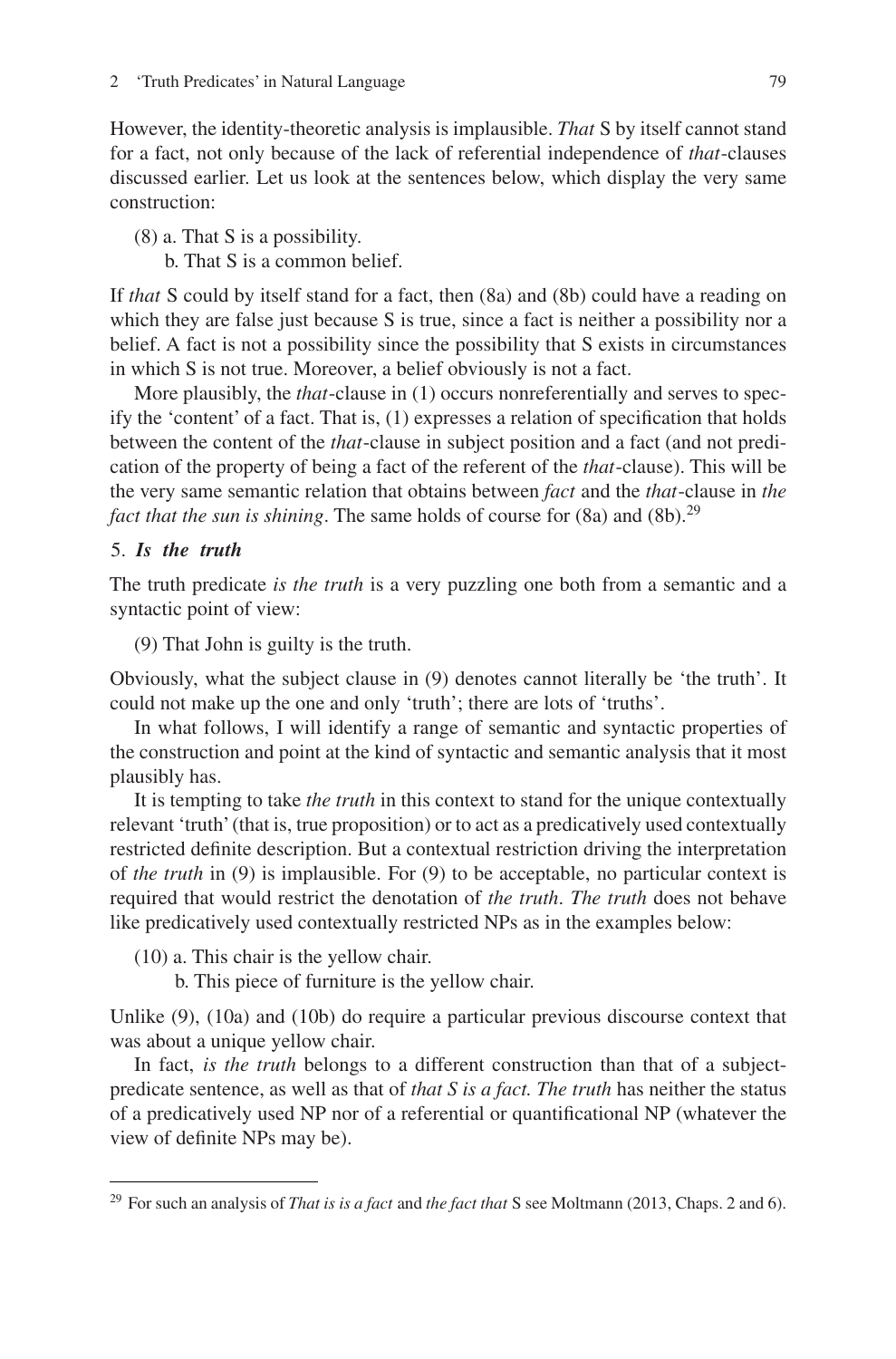However, the identity-theoretic analysis is implausible. *That* S by itself cannot stand for a fact, not only because of the lack of referential independence of *that*-clauses discussed earlier. Let us look at the sentences below, which display the very same construction:

(8) a. That S is a possibility.
  b. That S is a common belief.

If *that* S could by itself stand for a fact, then (8a) and (8b) could have a reading on which they are false just because S is true, since a fact is neither a possibility nor a belief. A fact is not a possibility since the possibility that S exists in circumstances in which S is not true. Moreover, a belief obviously is not a fact.

More plausibly, the *that*-clause in (1) occurs nonreferentially and serves to specify the 'content' of a fact. That is, (1) expresses a relation of specification that holds between the content of the *that*-clause in subject position and a fact (and not predication of the property of being a fact of the referent of the *that*-clause). This will be the very same semantic relation that obtains between *fact* and the *that*-clause in *the fact that the sun is shining*. The same holds of course for (8a) and (8b).[29]

### 5. *Is the truth*

The truth predicate *is the truth* is a very puzzling one both from a semantic and a syntactic point of view:

(9) That John is guilty is the truth.

Obviously, what the subject clause in (9) denotes cannot literally be 'the truth'. It could not make up the one and only 'truth'; there are lots of 'truths'.

In what follows, I will identify a range of semantic and syntactic properties of the construction and point at the kind of syntactic and semantic analysis that it most plausibly has.

It is tempting to take *the truth* in this context to stand for the unique contextually relevant 'truth' (that is, true proposition) or to act as a predicatively used contextually restricted definite description. But a contextual restriction driving the interpretation of *the truth* in (9) is implausible. For (9) to be acceptable, no particular context is required that would restrict the denotation of *the truth*. *The truth* does not behave like predicatively used contextually restricted NPs as in the examples below:

(10) a. This chair is the yellow chair.
  b. This piece of furniture is the yellow chair.

Unlike (9), (10a) and (10b) do require a particular previous discourse context that was about a unique yellow chair.

In fact, *is the truth* belongs to a different construction than that of a subject-predicate sentence, as well as that of *that S is a fact*. *The truth* has neither the status of a predicatively used NP nor of a referential or quantificational NP (whatever the view of definite NPs may be).

---

[29] For such an analysis of *That is is a fact* and *the fact that* S see Moltmann (2013, Chaps. 2 and 6).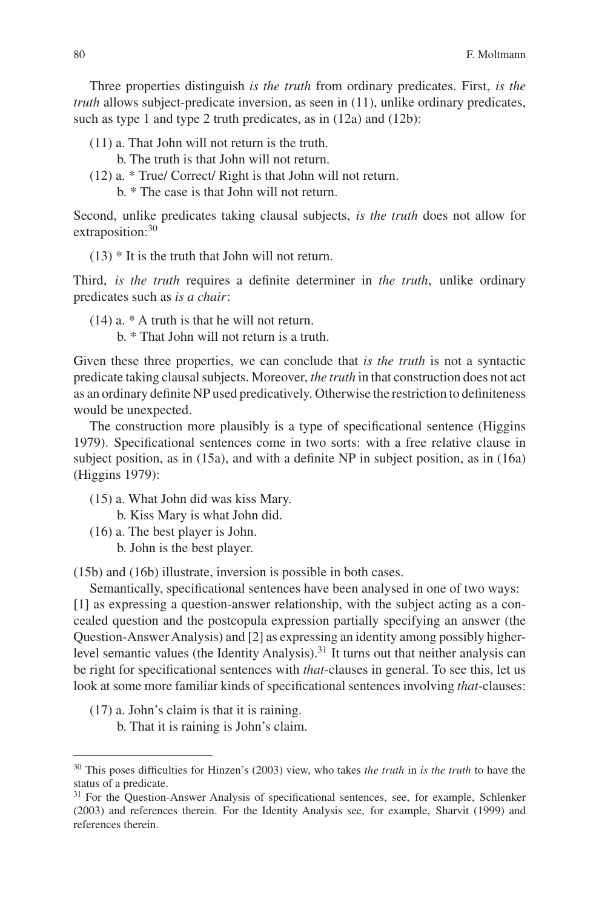Three properties distinguish *is the truth* from ordinary predicates. First, *is the truth* allows subject-predicate inversion, as seen in (11), unlike ordinary predicates, such as type 1 and type 2 truth predicates, as in (12a) and (12b):

(11) a. That John will not return is the truth.
  b. The truth is that John will not return.
(12) a. * True/ Correct/ Right is that John will not return.
  b. * The case is that John will not return.

Second, unlike predicates taking clausal subjects, *is the truth* does not allow for extraposition:[30]

(13) * It is the truth that John will not return.

Third, *is the truth* requires a definite determiner in *the truth*, unlike ordinary predicates such as *is a chair*:

(14) a. * A truth is that he will not return.
  b. * That John will not return is a truth.

Given these three properties, we can conclude that *is the truth* is not a syntactic predicate taking clausal subjects. Moreover, *the truth* in that construction does not act as an ordinary definite NP used predicatively. Otherwise the restriction to definiteness would be unexpected.

The construction more plausibly is a type of specificational sentence (Higgins 1979). Specificational sentences come in two sorts: with a free relative clause in subject position, as in (15a), and with a definite NP in subject position, as in (16a) (Higgins 1979):

(15) a. What John did was kiss Mary.
  b. Kiss Mary is what John did.
(16) a. The best player is John.
  b. John is the best player.

(15b) and (16b) illustrate, inversion is possible in both cases.

Semantically, specificational sentences have been analysed in one of two ways: [1] as expressing a question-answer relationship, with the subject acting as a concealed question and the postcopula expression partially specifying an answer (the Question-Answer Analysis) and [2] as expressing an identity among possibly higher-level semantic values (the Identity Analysis).[31] It turns out that neither analysis can be right for specificational sentences with *that*-clauses in general. To see this, let us look at some more familiar kinds of specificational sentences involving *that*-clauses:

(17) a. John's claim is that it is raining.
  b. That it is raining is John's claim.

---

[30] This poses difficulties for Hinzen's (2003) view, who takes *the truth* in *is the truth* to have the status of a predicate.

[31] For the Question-Answer Analysis of specificational sentences, see, for example, Schlenker (2003) and references therein. For the Identity Analysis see, for example, Sharvit (1999) and references therein.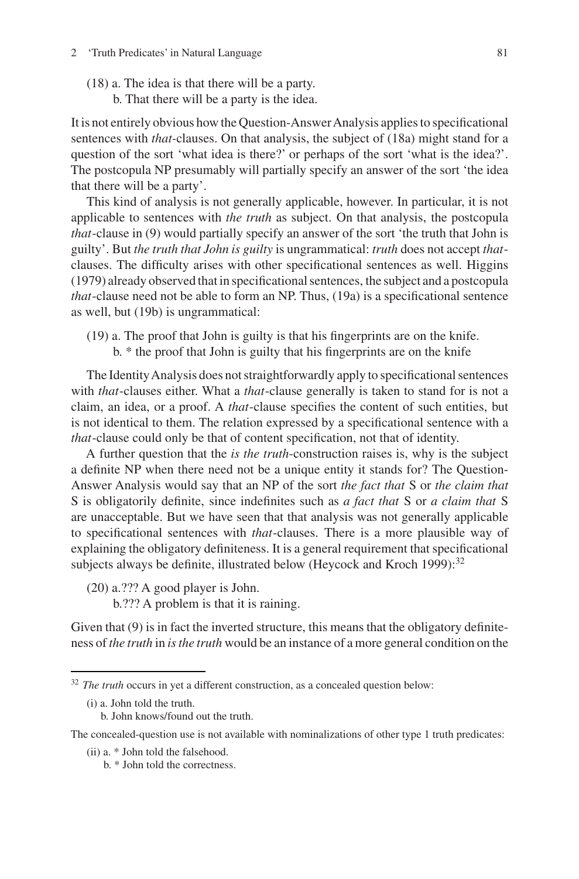(18) a. The idea is that there will be a party.
  b. That there will be a party is the idea.

It is not entirely obvious how the Question-Answer Analysis applies to specificational sentences with *that*-clauses. On that analysis, the subject of (18a) might stand for a question of the sort 'what idea is there?' or perhaps of the sort 'what is the idea?'. The postcopula NP presumably will partially specify an answer of the sort 'the idea that there will be a party'.

This kind of analysis is not generally applicable, however. In particular, it is not applicable to sentences with *the truth* as subject. On that analysis, the postcopula *that*-clause in (9) would partially specify an answer of the sort 'the truth that John is guilty'. But *the truth that John is guilty* is ungrammatical: *truth* does not accept *that*-clauses. The difficulty arises with other specificational sentences as well. Higgins (1979) already observed that in specificational sentences, the subject and a postcopula *that*-clause need not be able to form an NP. Thus, (19a) is a specificational sentence as well, but (19b) is ungrammatical:

(19) a. The proof that John is guilty is that his fingerprints are on the knife.
  b. * the proof that John is guilty that his fingerprints are on the knife

The Identity Analysis does not straightforwardly apply to specificational sentences with *that*-clauses either. What a *that*-clause generally is taken to stand for is not a claim, an idea, or a proof. A *that*-clause specifies the content of such entities, but is not identical to them. The relation expressed by a specificational sentence with a *that*-clause could only be that of content specification, not that of identity.

A further question that the *is the truth*-construction raises is, why is the subject a definite NP when there need not be a unique entity it stands for? The Question-Answer Analysis would say that an NP of the sort *the fact that* S or *the claim that* S is obligatorily definite, since indefinites such as *a fact that* S or *a claim that* S are unacceptable. But we have seen that that analysis was not generally applicable to specificational sentences with *that*-clauses. There is a more plausible way of explaining the obligatory definiteness. It is a general requirement that specificational subjects always be definite, illustrated below (Heycock and Kroch 1999):[32]

(20) a.??? A good player is John.
  b.??? A problem is that it is raining.

Given that (9) is in fact the inverted structure, this means that the obligatory definiteness of *the truth* in *is the truth* would be an instance of a more general condition on the

---

[32] *The truth* occurs in yet a different construction, as a concealed question below:

(i) a. John told the truth.
  b. John knows/found out the truth.

The concealed-question use is not available with nominalizations of other type 1 truth predicates:

(ii) a. * John told the falsehood.
  b. * John told the correctness.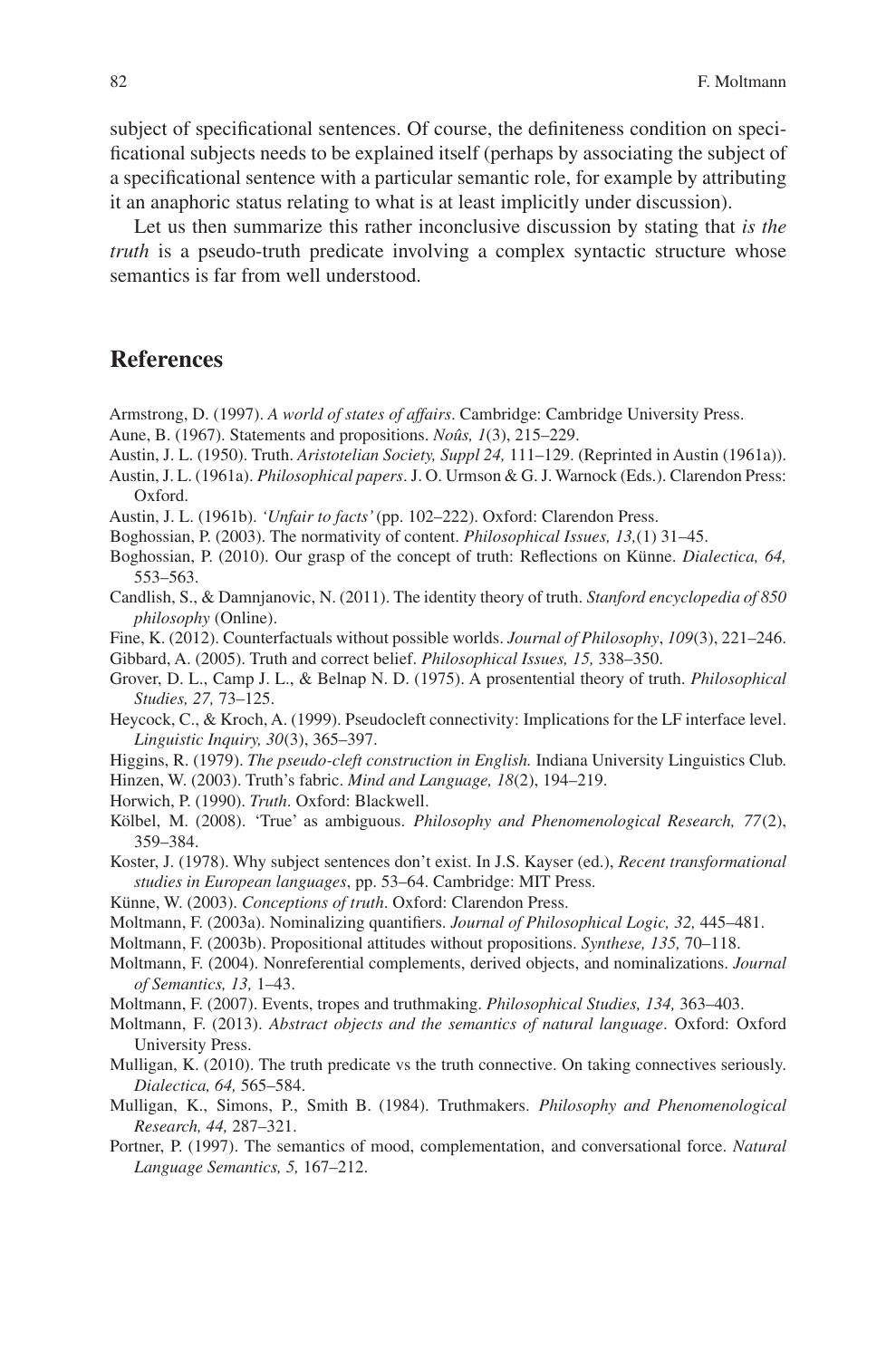subject of specificational sentences. Of course, the definiteness condition on specificational subjects needs to be explained itself (perhaps by associating the subject of a specificational sentence with a particular semantic role, for example by attributing it an anaphoric status relating to what is at least implicitly under discussion).

Let us then summarize this rather inconclusive discussion by stating that *is the truth* is a pseudo-truth predicate involving a complex syntactic structure whose semantics is far from well understood.

## References

Armstrong, D. (1997). *A world of states of affairs*. Cambridge: Cambridge University Press.

Aune, B. (1967). Statements and propositions. *Noûs, 1*(3), 215–229.

Austin, J. L. (1950). Truth. *Aristotelian Society, Suppl 24,* 111–129. (Reprinted in Austin (1961a)).

Austin, J. L. (1961a). *Philosophical papers*. J. O. Urmson & G. J. Warnock (Eds.). Clarendon Press: Oxford.

Austin, J. L. (1961b). *'Unfair to facts'* (pp. 102–222). Oxford: Clarendon Press.

Boghossian, P. (2003). The normativity of content. *Philosophical Issues, 13,*(1) 31–45.

Boghossian, P. (2010). Our grasp of the concept of truth: Reflections on Künne. *Dialectica, 64,* 553–563.

Candlish, S., & Damnjanovic, N. (2011). The identity theory of truth. *Stanford encyclopedia of 850 philosophy* (Online).

Fine, K. (2012). Counterfactuals without possible worlds. *Journal of Philosophy*, *109*(3), 221–246.

Gibbard, A. (2005). Truth and correct belief. *Philosophical Issues, 15,* 338–350.

Grover, D. L., Camp J. L., & Belnap N. D. (1975). A prosentential theory of truth. *Philosophical Studies, 27,* 73–125.

Heycock, C., & Kroch, A. (1999). Pseudocleft connectivity: Implications for the LF interface level. *Linguistic Inquiry, 30*(3), 365–397.

Higgins, R. (1979). *The pseudo-cleft construction in English.* Indiana University Linguistics Club.

Hinzen, W. (2003). Truth's fabric. *Mind and Language, 18*(2), 194–219.

Horwich, P. (1990). *Truth*. Oxford: Blackwell.

Kölbel, M. (2008). 'True' as ambiguous. *Philosophy and Phenomenological Research, 77*(2), 359–384.

Koster, J. (1978). Why subject sentences don't exist. In J.S. Kayser (ed.), *Recent transformational studies in European languages*, pp. 53–64. Cambridge: MIT Press.

Künne, W. (2003). *Conceptions of truth*. Oxford: Clarendon Press.

Moltmann, F. (2003a). Nominalizing quantifiers. *Journal of Philosophical Logic, 32,* 445–481.

Moltmann, F. (2003b). Propositional attitudes without propositions. *Synthese, 135,* 70–118.

Moltmann, F. (2004). Nonreferential complements, derived objects, and nominalizations. *Journal of Semantics, 13,* 1–43.

Moltmann, F. (2007). Events, tropes and truthmaking. *Philosophical Studies, 134,* 363–403.

Moltmann, F. (2013). *Abstract objects and the semantics of natural language*. Oxford: Oxford University Press.

Mulligan, K. (2010). The truth predicate vs the truth connective. On taking connectives seriously. *Dialectica, 64,* 565–584.

Mulligan, K., Simons, P., Smith B. (1984). Truthmakers. *Philosophy and Phenomenological Research, 44,* 287–321.

Portner, P. (1997). The semantics of mood, complementation, and conversational force. *Natural Language Semantics, 5,* 167–212.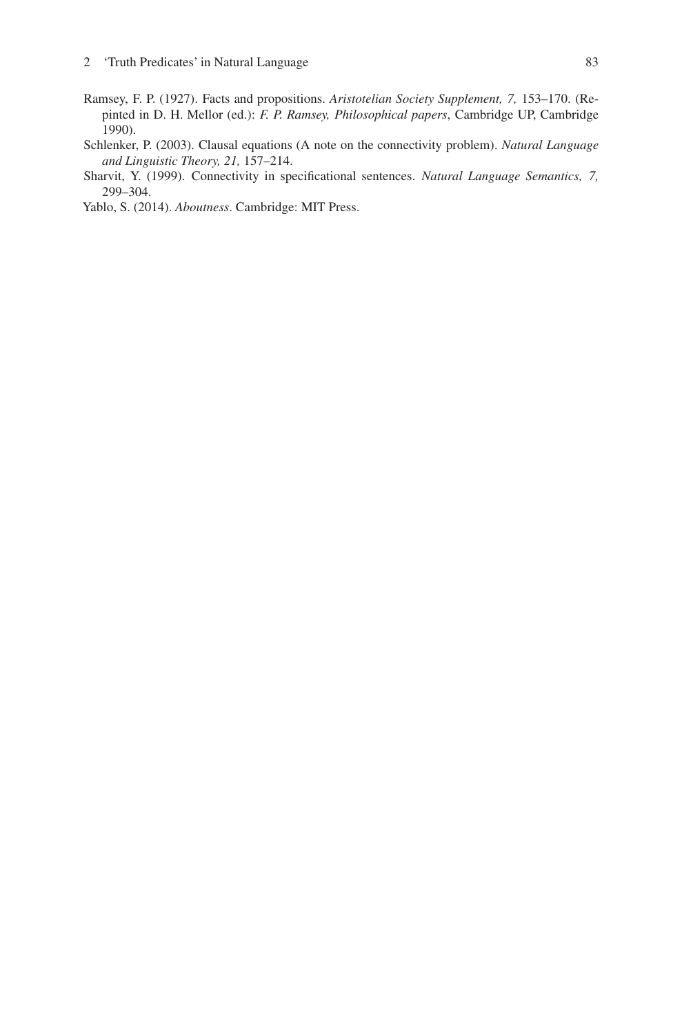Ramsey, F. P. (1927). Facts and propositions. *Aristotelian Society Supplement, 7,* 153–170. (Repinted in D. H. Mellor (ed.): *F. P. Ramsey, Philosophical papers*, Cambridge UP, Cambridge 1990).

Schlenker, P. (2003). Clausal equations (A note on the connectivity problem). *Natural Language and Linguistic Theory, 21,* 157–214.

Sharvit, Y. (1999). Connectivity in specificational sentences. *Natural Language Semantics, 7,* 299–304.

Yablo, S. (2014). *Aboutness*. Cambridge: MIT Press.